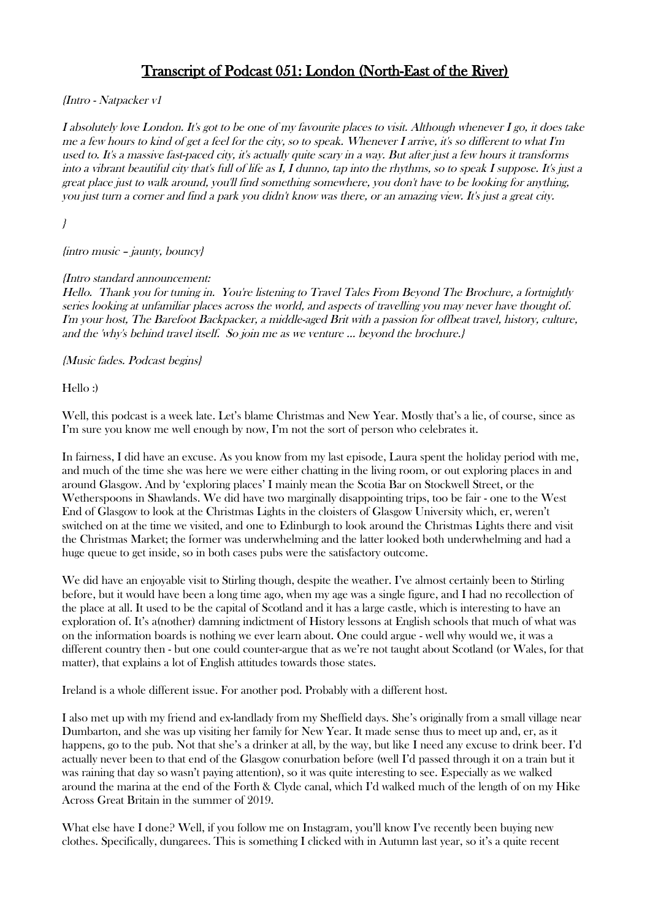# Transcript of Podcast 051: London (North-East of the River)

*{Intro - Natpacker v1*

*I absolutely love London. It's got to be one of my favourite places to visit. Although whenever I go, it does take me a few hours to kind of get a feel for the city, so to speak. Whenever I arrive, it's so different to what I'm used to. It's a massive fast-paced city, it's actually quite scary in a way. But after just a few hours it transforms into a vibrant beautiful city that's full of life as I, I dunno, tap into the rhythms, so to speak I suppose. It's just a great place just to walk around, you'll find something somewhere, you don't have to be looking for anything, you just turn a corner and find a park you didn't know was there, or an amazing view. It's just a great city.*

*}*

*{intro music – jaunty, bouncy}*

*{Intro standard announcement:*
*Hello. Thank you for tuning in. You're listening to Travel Tales From Beyond The Brochure, a fortnightly series looking at unfamiliar places across the world, and aspects of travelling you may never have thought of. I'm your host, The Barefoot Backpacker, a middle-aged Brit with a passion for offbeat travel, history, culture, and the 'why's behind travel itself. So join me as we venture … beyond the brochure.}*

*{Music fades. Podcast begins}*

Hello :)

Well, this podcast is a week late. Let's blame Christmas and New Year. Mostly that's a lie, of course, since as I'm sure you know me well enough by now, I'm not the sort of person who celebrates it.

In fairness, I did have an excuse. As you know from my last episode, Laura spent the holiday period with me, and much of the time she was here we were either chatting in the living room, or out exploring places in and around Glasgow. And by 'exploring places' I mainly mean the Scotia Bar on Stockwell Street, or the Wetherspoons in Shawlands. We did have two marginally disappointing trips, too be fair - one to the West End of Glasgow to look at the Christmas Lights in the cloisters of Glasgow University which, er, weren't switched on at the time we visited, and one to Edinburgh to look around the Christmas Lights there and visit the Christmas Market; the former was underwhelming and the latter looked both underwhelming and had a huge queue to get inside, so in both cases pubs were the satisfactory outcome.

We did have an enjoyable visit to Stirling though, despite the weather. I've almost certainly been to Stirling before, but it would have been a long time ago, when my age was a single figure, and I had no recollection of the place at all. It used to be the capital of Scotland and it has a large castle, which is interesting to have an exploration of. It's a(nother) damning indictment of History lessons at English schools that much of what was on the information boards is nothing we ever learn about. One could argue - well why would we, it was a different country then - but one could counter-argue that as we're not taught about Scotland (or Wales, for that matter), that explains a lot of English attitudes towards those states.

Ireland is a whole different issue. For another pod. Probably with a different host.

I also met up with my friend and ex-landlady from my Sheffield days. She's originally from a small village near Dumbarton, and she was up visiting her family for New Year. It made sense thus to meet up and, er, as it happens, go to the pub. Not that she's a drinker at all, by the way, but like I need any excuse to drink beer. I'd actually never been to that end of the Glasgow conurbation before (well I'd passed through it on a train but it was raining that day so wasn't paying attention), so it was quite interesting to see. Especially as we walked around the marina at the end of the Forth & Clyde canal, which I'd walked much of the length of on my Hike Across Great Britain in the summer of 2019.

What else have I done? Well, if you follow me on Instagram, you'll know I've recently been buying new clothes. Specifically, dungarees. This is something I clicked with in Autumn last year, so it's a quite recent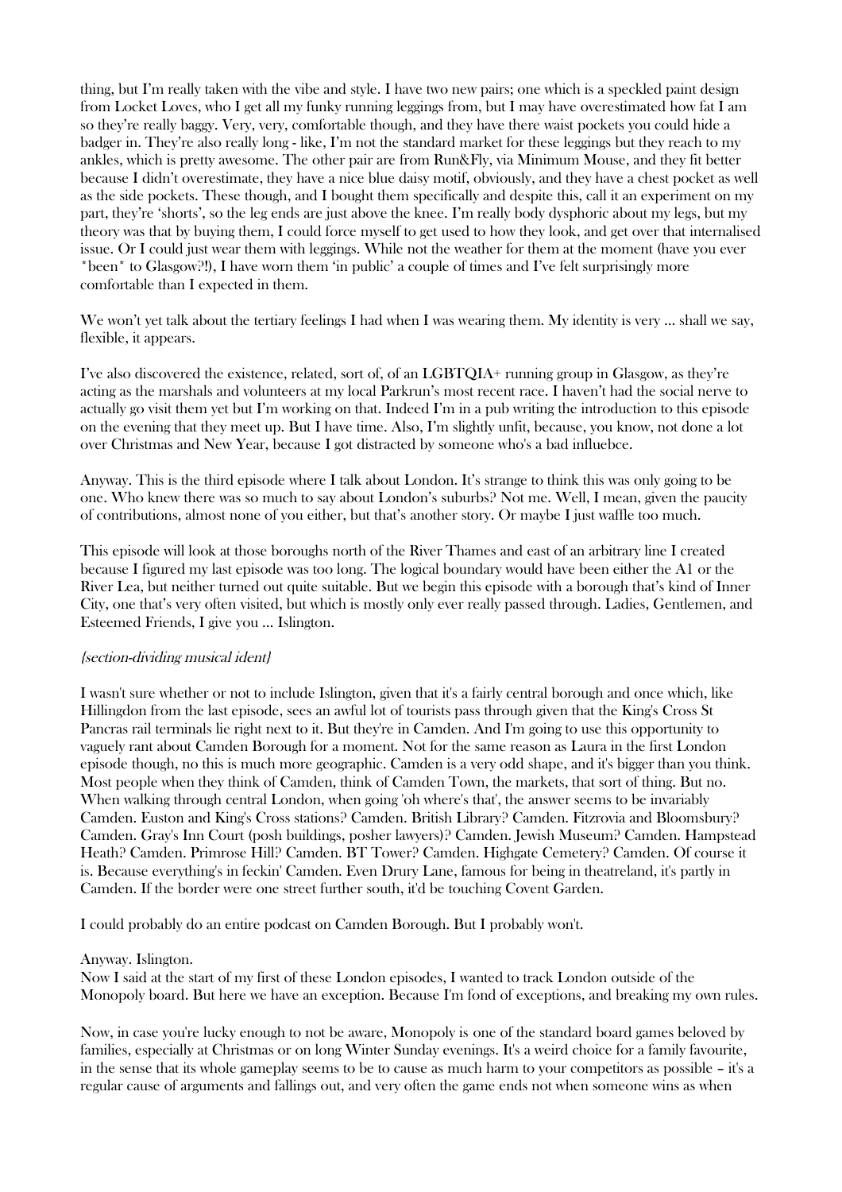thing, but I'm really taken with the vibe and style. I have two new pairs; one which is a speckled paint design from Locket Loves, who I get all my funky running leggings from, but I may have overestimated how fat I am so they're really baggy. Very, very, comfortable though, and they have there waist pockets you could hide a badger in. They're also really long - like, I'm not the standard market for these leggings but they reach to my ankles, which is pretty awesome. The other pair are from Run&Fly, via Minimum Mouse, and they fit better because I didn't overestimate, they have a nice blue daisy motif, obviously, and they have a chest pocket as well as the side pockets. These though, and I bought them specifically and despite this, call it an experiment on my part, they're 'shorts', so the leg ends are just above the knee. I'm really body dysphoric about my legs, but my theory was that by buying them, I could force myself to get used to how they look, and get over that internalised issue. Or I could just wear them with leggings. While not the weather for them at the moment (have you ever *been* to Glasgow?!), I have worn them 'in public' a couple of times and I've felt surprisingly more comfortable than I expected in them.

We won't yet talk about the tertiary feelings I had when I was wearing them. My identity is very … shall we say, flexible, it appears.

I've also discovered the existence, related, sort of, of an LGBTQIA+ running group in Glasgow, as they're acting as the marshals and volunteers at my local Parkrun's most recent race. I haven't had the social nerve to actually go visit them yet but I'm working on that. Indeed I'm in a pub writing the introduction to this episode on the evening that they meet up. But I have time. Also, I'm slightly unfit, because, you know, not done a lot over Christmas and New Year, because I got distracted by someone who's a bad influebce.

Anyway. This is the third episode where I talk about London. It's strange to think this was only going to be one. Who knew there was so much to say about London's suburbs? Not me. Well, I mean, given the paucity of contributions, almost none of you either, but that's another story. Or maybe I just waffle too much.

This episode will look at those boroughs north of the River Thames and east of an arbitrary line I created because I figured my last episode was too long. The logical boundary would have been either the A1 or the River Lea, but neither turned out quite suitable. But we begin this episode with a borough that's kind of Inner City, one that's very often visited, but which is mostly only ever really passed through. Ladies, Gentlemen, and Esteemed Friends, I give you … Islington.

*{section-dividing musical ident}*

I wasn't sure whether or not to include Islington, given that it's a fairly central borough and once which, like Hillingdon from the last episode, sees an awful lot of tourists pass through given that the King's Cross St Pancras rail terminals lie right next to it. But they're in Camden. And I'm going to use this opportunity to vaguely rant about Camden Borough for a moment. Not for the same reason as Laura in the first London episode though, no this is much more geographic. Camden is a very odd shape, and it's bigger than you think. Most people when they think of Camden, think of Camden Town, the markets, that sort of thing. But no. When walking through central London, when going 'oh where's that', the answer seems to be invariably Camden. Euston and King's Cross stations? Camden. British Library? Camden. Fitzrovia and Bloomsbury? Camden. Gray's Inn Court (posh buildings, posher lawyers)? Camden. Jewish Museum? Camden. Hampstead Heath? Camden. Primrose Hill? Camden. BT Tower? Camden. Highgate Cemetery? Camden. Of course it is. Because everything's in feckin' Camden. Even Drury Lane, famous for being in theatreland, it's partly in Camden. If the border were one street further south, it'd be touching Covent Garden.

I could probably do an entire podcast on Camden Borough. But I probably won't.

Anyway. Islington.
Now I said at the start of my first of these London episodes, I wanted to track London outside of the Monopoly board. But here we have an exception. Because I'm fond of exceptions, and breaking my own rules.

Now, in case you're lucky enough to not be aware, Monopoly is one of the standard board games beloved by families, especially at Christmas or on long Winter Sunday evenings. It's a weird choice for a family favourite, in the sense that its whole gameplay seems to be to cause as much harm to your competitors as possible – it's a regular cause of arguments and fallings out, and very often the game ends not when someone wins as when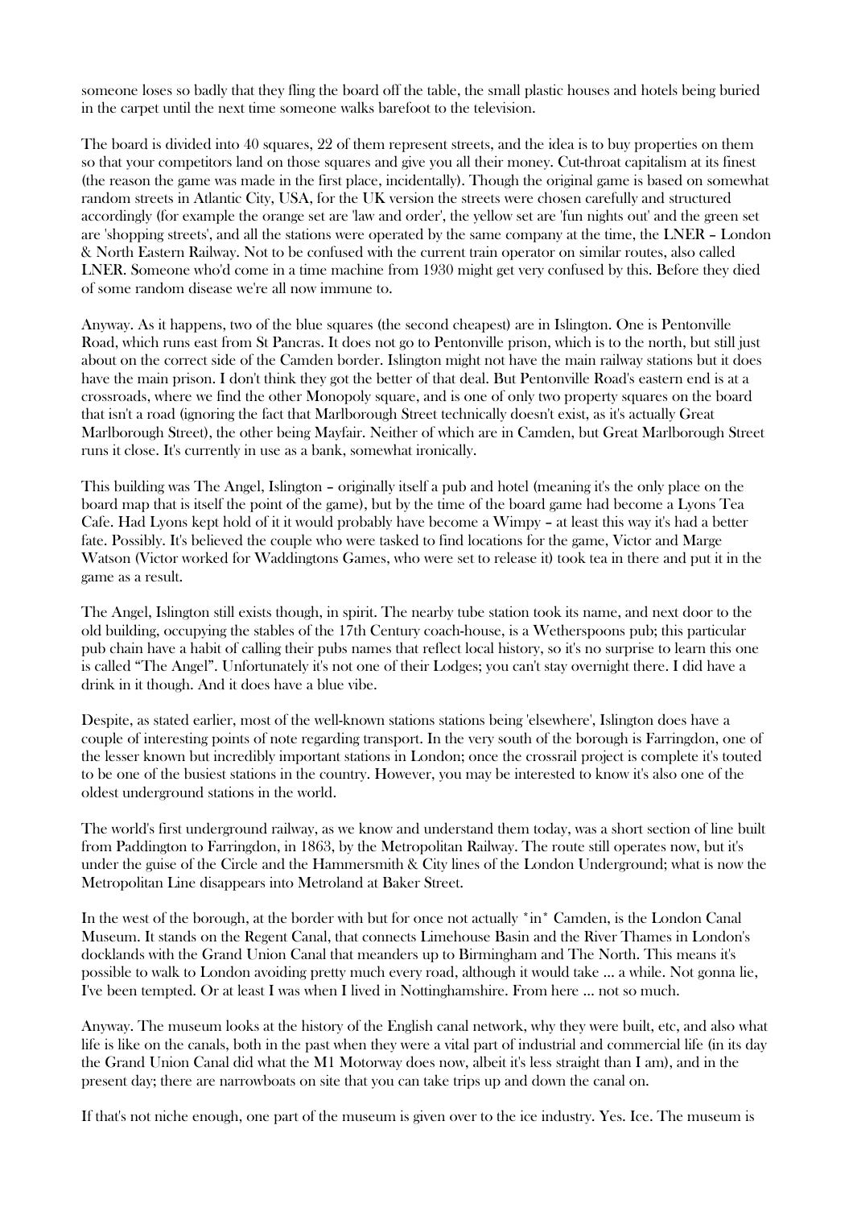someone loses so badly that they fling the board off the table, the small plastic houses and hotels being buried in the carpet until the next time someone walks barefoot to the television.

The board is divided into 40 squares, 22 of them represent streets, and the idea is to buy properties on them so that your competitors land on those squares and give you all their money. Cut-throat capitalism at its finest (the reason the game was made in the first place, incidentally). Though the original game is based on somewhat random streets in Atlantic City, USA, for the UK version the streets were chosen carefully and structured accordingly (for example the orange set are 'law and order', the yellow set are 'fun nights out' and the green set are 'shopping streets', and all the stations were operated by the same company at the time, the LNER – London & North Eastern Railway. Not to be confused with the current train operator on similar routes, also called LNER. Someone who'd come in a time machine from 1930 might get very confused by this. Before they died of some random disease we're all now immune to.

Anyway. As it happens, two of the blue squares (the second cheapest) are in Islington. One is Pentonville Road, which runs east from St Pancras. It does not go to Pentonville prison, which is to the north, but still just about on the correct side of the Camden border. Islington might not have the main railway stations but it does have the main prison. I don't think they got the better of that deal. But Pentonville Road's eastern end is at a crossroads, where we find the other Monopoly square, and is one of only two property squares on the board that isn't a road (ignoring the fact that Marlborough Street technically doesn't exist, as it's actually Great Marlborough Street), the other being Mayfair. Neither of which are in Camden, but Great Marlborough Street runs it close. It's currently in use as a bank, somewhat ironically.

This building was The Angel, Islington – originally itself a pub and hotel (meaning it's the only place on the board map that is itself the point of the game), but by the time of the board game had become a Lyons Tea Cafe. Had Lyons kept hold of it it would probably have become a Wimpy – at least this way it's had a better fate. Possibly. It's believed the couple who were tasked to find locations for the game, Victor and Marge Watson (Victor worked for Waddingtons Games, who were set to release it) took tea in there and put it in the game as a result.

The Angel, Islington still exists though, in spirit. The nearby tube station took its name, and next door to the old building, occupying the stables of the 17th Century coach-house, is a Wetherspoons pub; this particular pub chain have a habit of calling their pubs names that reflect local history, so it's no surprise to learn this one is called "The Angel". Unfortunately it's not one of their Lodges; you can't stay overnight there. I did have a drink in it though. And it does have a blue vibe.

Despite, as stated earlier, most of the well-known stations stations being 'elsewhere', Islington does have a couple of interesting points of note regarding transport. In the very south of the borough is Farringdon, one of the lesser known but incredibly important stations in London; once the crossrail project is complete it's touted to be one of the busiest stations in the country. However, you may be interested to know it's also one of the oldest underground stations in the world.

The world's first underground railway, as we know and understand them today, was a short section of line built from Paddington to Farringdon, in 1863, by the Metropolitan Railway. The route still operates now, but it's under the guise of the Circle and the Hammersmith & City lines of the London Underground; what is now the Metropolitan Line disappears into Metroland at Baker Street.

In the west of the borough, at the border with but for once not actually *in* Camden, is the London Canal Museum. It stands on the Regent Canal, that connects Limehouse Basin and the River Thames in London's docklands with the Grand Union Canal that meanders up to Birmingham and The North. This means it's possible to walk to London avoiding pretty much every road, although it would take ... a while. Not gonna lie, I've been tempted. Or at least I was when I lived in Nottinghamshire. From here ... not so much.

Anyway. The museum looks at the history of the English canal network, why they were built, etc, and also what life is like on the canals, both in the past when they were a vital part of industrial and commercial life (in its day the Grand Union Canal did what the M1 Motorway does now, albeit it's less straight than I am), and in the present day; there are narrowboats on site that you can take trips up and down the canal on.

If that's not niche enough, one part of the museum is given over to the ice industry. Yes. Ice. The museum is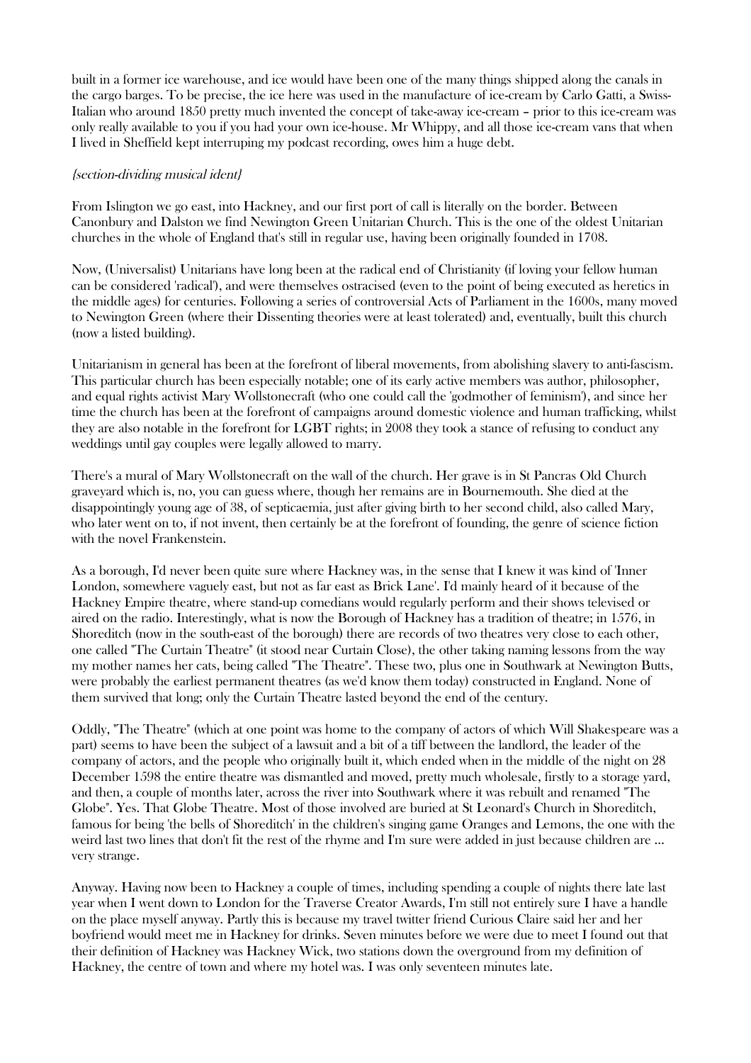built in a former ice warehouse, and ice would have been one of the many things shipped along the canals in the cargo barges. To be precise, the ice here was used in the manufacture of ice-cream by Carlo Gatti, a Swiss-Italian who around 1850 pretty much invented the concept of take-away ice-cream – prior to this ice-cream was only really available to you if you had your own ice-house. Mr Whippy, and all those ice-cream vans that when I lived in Sheffield kept interruping my podcast recording, owes him a huge debt.

*{section-dividing musical ident}*

From Islington we go east, into Hackney, and our first port of call is literally on the border. Between Canonbury and Dalston we find Newington Green Unitarian Church. This is the one of the oldest Unitarian churches in the whole of England that's still in regular use, having been originally founded in 1708.

Now, (Universalist) Unitarians have long been at the radical end of Christianity (if loving your fellow human can be considered 'radical'), and were themselves ostracised (even to the point of being executed as heretics in the middle ages) for centuries. Following a series of controversial Acts of Parliament in the 1600s, many moved to Newington Green (where their Dissenting theories were at least tolerated) and, eventually, built this church (now a listed building).

Unitarianism in general has been at the forefront of liberal movements, from abolishing slavery to anti-fascism. This particular church has been especially notable; one of its early active members was author, philosopher, and equal rights activist Mary Wollstonecraft (who one could call the 'godmother of feminism'), and since her time the church has been at the forefront of campaigns around domestic violence and human trafficking, whilst they are also notable in the forefront for LGBT rights; in 2008 they took a stance of refusing to conduct any weddings until gay couples were legally allowed to marry.

There's a mural of Mary Wollstonecraft on the wall of the church. Her grave is in St Pancras Old Church graveyard which is, no, you can guess where, though her remains are in Bournemouth. She died at the disappointingly young age of 38, of septicaemia, just after giving birth to her second child, also called Mary, who later went on to, if not invent, then certainly be at the forefront of founding, the genre of science fiction with the novel Frankenstein.

As a borough, I'd never been quite sure where Hackney was, in the sense that I knew it was kind of 'Inner London, somewhere vaguely east, but not as far east as Brick Lane'. I'd mainly heard of it because of the Hackney Empire theatre, where stand-up comedians would regularly perform and their shows televised or aired on the radio. Interestingly, what is now the Borough of Hackney has a tradition of theatre; in 1576, in Shoreditch (now in the south-east of the borough) there are records of two theatres very close to each other, one called "The Curtain Theatre" (it stood near Curtain Close), the other taking naming lessons from the way my mother names her cats, being called "The Theatre". These two, plus one in Southwark at Newington Butts, were probably the earliest permanent theatres (as we'd know them today) constructed in England. None of them survived that long; only the Curtain Theatre lasted beyond the end of the century.

Oddly, "The Theatre" (which at one point was home to the company of actors of which Will Shakespeare was a part) seems to have been the subject of a lawsuit and a bit of a tiff between the landlord, the leader of the company of actors, and the people who originally built it, which ended when in the middle of the night on 28 December 1598 the entire theatre was dismantled and moved, pretty much wholesale, firstly to a storage yard, and then, a couple of months later, across the river into Southwark where it was rebuilt and renamed "The Globe". Yes. That Globe Theatre. Most of those involved are buried at St Leonard's Church in Shoreditch, famous for being 'the bells of Shoreditch' in the children's singing game Oranges and Lemons, the one with the weird last two lines that don't fit the rest of the rhyme and I'm sure were added in just because children are ... very strange.

Anyway. Having now been to Hackney a couple of times, including spending a couple of nights there late last year when I went down to London for the Traverse Creator Awards, I'm still not entirely sure I have a handle on the place myself anyway. Partly this is because my travel twitter friend Curious Claire said her and her boyfriend would meet me in Hackney for drinks. Seven minutes before we were due to meet I found out that their definition of Hackney was Hackney Wick, two stations down the overground from my definition of Hackney, the centre of town and where my hotel was. I was only seventeen minutes late.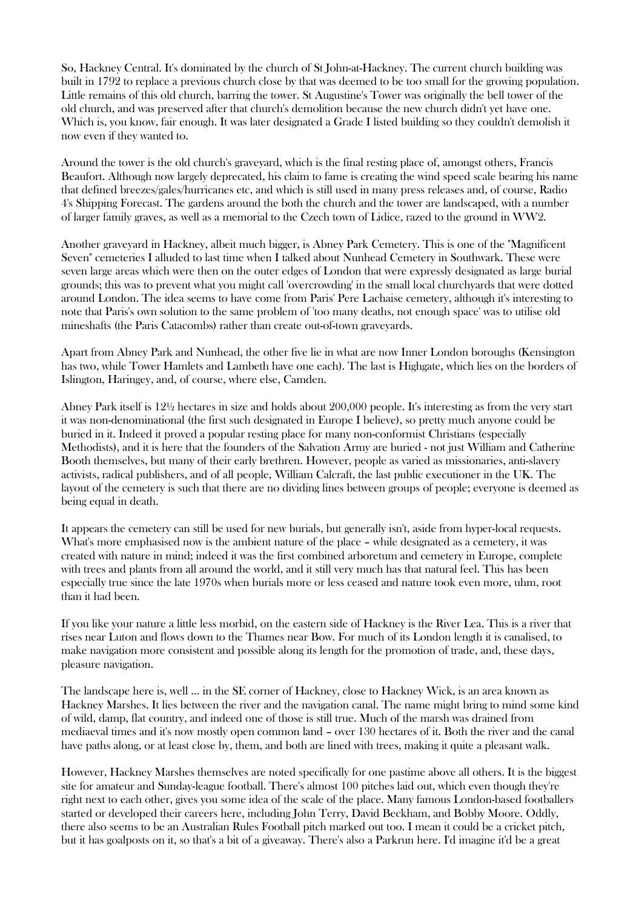So, Hackney Central. It's dominated by the church of St John-at-Hackney. The current church building was built in 1792 to replace a previous church close by that was deemed to be too small for the growing population. Little remains of this old church, barring the tower. St Augustine's Tower was originally the bell tower of the old church, and was preserved after that church's demolition because the new church didn't yet have one. Which is, you know, fair enough. It was later designated a Grade I listed building so they couldn't demolish it now even if they wanted to.

Around the tower is the old church's graveyard, which is the final resting place of, amongst others, Francis Beaufort. Although now largely deprecated, his claim to fame is creating the wind speed scale bearing his name that defined breezes/gales/hurricanes etc, and which is still used in many press releases and, of course, Radio 4's Shipping Forecast. The gardens around the both the church and the tower are landscaped, with a number of larger family graves, as well as a memorial to the Czech town of Lidice, razed to the ground in WW2.

Another graveyard in Hackney, albeit much bigger, is Abney Park Cemetery. This is one of the "Magnificent Seven" cemeteries I alluded to last time when I talked about Nunhead Cemetery in Southwark. These were seven large areas which were then on the outer edges of London that were expressly designated as large burial grounds; this was to prevent what you might call 'overcrowding' in the small local churchyards that were dotted around London. The idea seems to have come from Paris' Pere Lachaise cemetery, although it's interesting to note that Paris's own solution to the same problem of 'too many deaths, not enough space' was to utilise old mineshafts (the Paris Catacombs) rather than create out-of-town graveyards.

Apart from Abney Park and Nunhead, the other five lie in what are now Inner London boroughs (Kensington has two, while Tower Hamlets and Lambeth have one each). The last is Highgate, which lies on the borders of Islington, Haringey, and, of course, where else, Camden.

Abney Park itself is 12½ hectares in size and holds about 200,000 people. It's interesting as from the very start it was non-denominational (the first such designated in Europe I believe), so pretty much anyone could be buried in it. Indeed it proved a popular resting place for many non-conformist Christians (especially Methodists), and it is here that the founders of the Salvation Army are buried - not just William and Catherine Booth themselves, but many of their early brethren. However, people as varied as missionaries, anti-slavery activists, radical publishers, and of all people, William Calcraft, the last public executioner in the UK. The layout of the cemetery is such that there are no dividing lines between groups of people; everyone is deemed as being equal in death.

It appears the cemetery can still be used for new burials, but generally isn't, aside from hyper-local requests. What's more emphasised now is the ambient nature of the place – while designated as a cemetery, it was created with nature in mind; indeed it was the first combined arboretum and cemetery in Europe, complete with trees and plants from all around the world, and it still very much has that natural feel. This has been especially true since the late 1970s when burials more or less ceased and nature took even more, uhm, root than it had been.

If you like your nature a little less morbid, on the eastern side of Hackney is the River Lea. This is a river that rises near Luton and flows down to the Thames near Bow. For much of its London length it is canalised, to make navigation more consistent and possible along its length for the promotion of trade, and, these days, pleasure navigation.

The landscape here is, well … in the SE corner of Hackney, close to Hackney Wick, is an area known as Hackney Marshes. It lies between the river and the navigation canal. The name might bring to mind some kind of wild, damp, flat country, and indeed one of those is still true. Much of the marsh was drained from mediaeval times and it's now mostly open common land – over 130 hectares of it. Both the river and the canal have paths along, or at least close by, them, and both are lined with trees, making it quite a pleasant walk.

However, Hackney Marshes themselves are noted specifically for one pastime above all others. It is the biggest site for amateur and Sunday-league football. There's almost 100 pitches laid out, which even though they're right next to each other, gives you some idea of the scale of the place. Many famous London-based footballers started or developed their careers here, including John Terry, David Beckham, and Bobby Moore. Oddly, there also seems to be an Australian Rules Football pitch marked out too. I mean it could be a cricket pitch, but it has goalposts on it, so that's a bit of a giveaway. There's also a Parkrun here. I'd imagine it'd be a great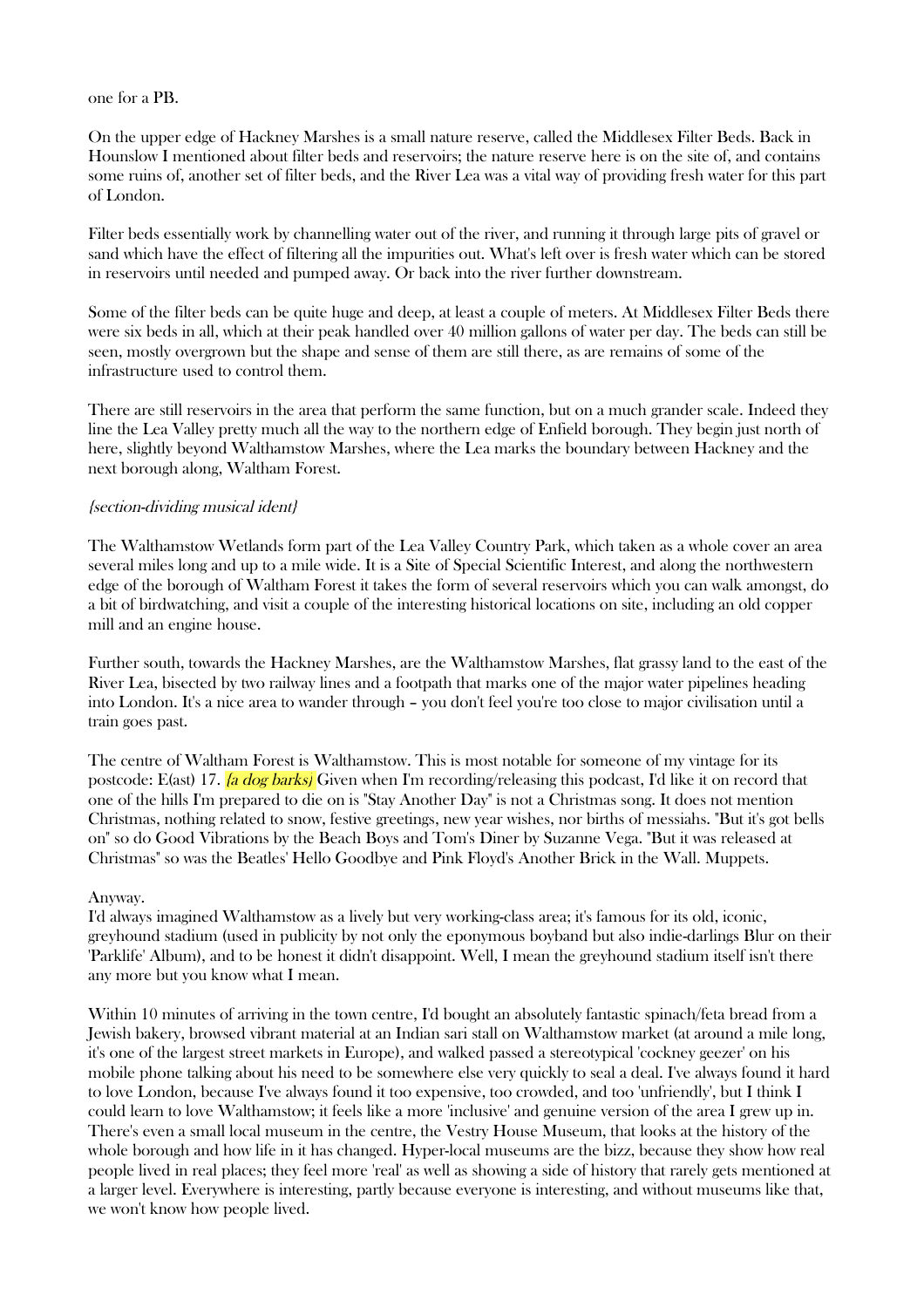one for a PB.

On the upper edge of Hackney Marshes is a small nature reserve, called the Middlesex Filter Beds. Back in Hounslow I mentioned about filter beds and reservoirs; the nature reserve here is on the site of, and contains some ruins of, another set of filter beds, and the River Lea was a vital way of providing fresh water for this part of London.

Filter beds essentially work by channelling water out of the river, and running it through large pits of gravel or sand which have the effect of filtering all the impurities out. What's left over is fresh water which can be stored in reservoirs until needed and pumped away. Or back into the river further downstream.

Some of the filter beds can be quite huge and deep, at least a couple of meters. At Middlesex Filter Beds there were six beds in all, which at their peak handled over 40 million gallons of water per day. The beds can still be seen, mostly overgrown but the shape and sense of them are still there, as are remains of some of the infrastructure used to control them.

There are still reservoirs in the area that perform the same function, but on a much grander scale. Indeed they line the Lea Valley pretty much all the way to the northern edge of Enfield borough. They begin just north of here, slightly beyond Walthamstow Marshes, where the Lea marks the boundary between Hackney and the next borough along, Waltham Forest.

*{section-dividing musical ident}*

The Walthamstow Wetlands form part of the Lea Valley Country Park, which taken as a whole cover an area several miles long and up to a mile wide. It is a Site of Special Scientific Interest, and along the northwestern edge of the borough of Waltham Forest it takes the form of several reservoirs which you can walk amongst, do a bit of birdwatching, and visit a couple of the interesting historical locations on site, including an old copper mill and an engine house.

Further south, towards the Hackney Marshes, are the Walthamstow Marshes, flat grassy land to the east of the River Lea, bisected by two railway lines and a footpath that marks one of the major water pipelines heading into London. It's a nice area to wander through – you don't feel you're too close to major civilisation until a train goes past.

The centre of Waltham Forest is Walthamstow. This is most notable for someone of my vintage for its postcode: E(ast) 17. *{a dog barks}* Given when I'm recording/releasing this podcast, I'd like it on record that one of the hills I'm prepared to die on is "Stay Another Day" is not a Christmas song. It does not mention Christmas, nothing related to snow, festive greetings, new year wishes, nor births of messiahs. "But it's got bells on" so do Good Vibrations by the Beach Boys and Tom's Diner by Suzanne Vega. "But it was released at Christmas" so was the Beatles' Hello Goodbye and Pink Floyd's Another Brick in the Wall. Muppets.

Anyway.
I'd always imagined Walthamstow as a lively but very working-class area; it's famous for its old, iconic, greyhound stadium (used in publicity by not only the eponymous boyband but also indie-darlings Blur on their 'Parklife' Album), and to be honest it didn't disappoint. Well, I mean the greyhound stadium itself isn't there any more but you know what I mean.

Within 10 minutes of arriving in the town centre, I'd bought an absolutely fantastic spinach/feta bread from a Jewish bakery, browsed vibrant material at an Indian sari stall on Walthamstow market (at around a mile long, it's one of the largest street markets in Europe), and walked passed a stereotypical 'cockney geezer' on his mobile phone talking about his need to be somewhere else very quickly to seal a deal. I've always found it hard to love London, because I've always found it too expensive, too crowded, and too 'unfriendly', but I think I could learn to love Walthamstow; it feels like a more 'inclusive' and genuine version of the area I grew up in. There's even a small local museum in the centre, the Vestry House Museum, that looks at the history of the whole borough and how life in it has changed. Hyper-local museums are the bizz, because they show how real people lived in real places; they feel more 'real' as well as showing a side of history that rarely gets mentioned at a larger level. Everywhere is interesting, partly because everyone is interesting, and without museums like that, we won't know how people lived.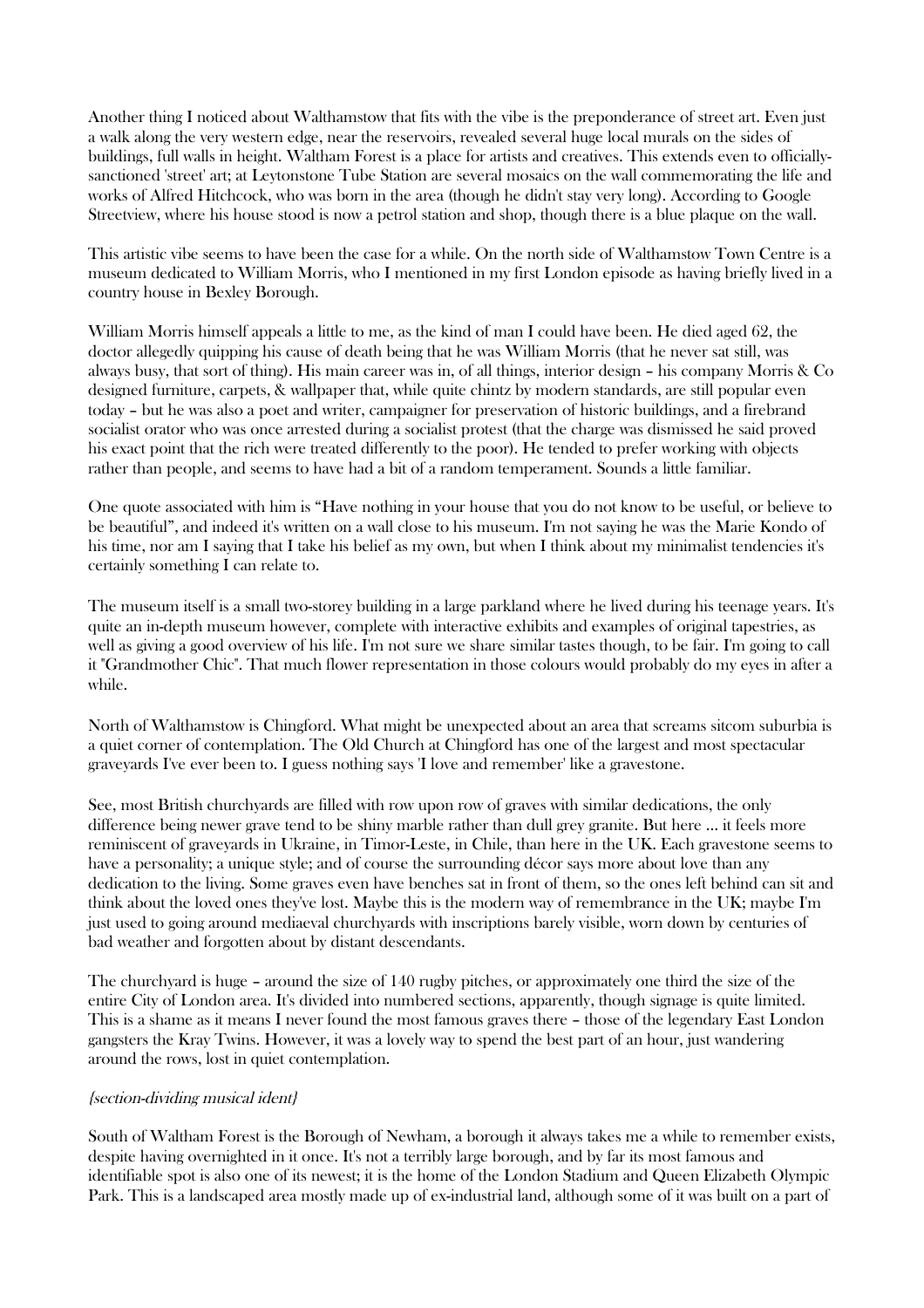Another thing I noticed about Walthamstow that fits with the vibe is the preponderance of street art. Even just a walk along the very western edge, near the reservoirs, revealed several huge local murals on the sides of buildings, full walls in height. Waltham Forest is a place for artists and creatives. This extends even to officially-sanctioned 'street' art; at Leytonstone Tube Station are several mosaics on the wall commemorating the life and works of Alfred Hitchcock, who was born in the area (though he didn't stay very long). According to Google Streetview, where his house stood is now a petrol station and shop, though there is a blue plaque on the wall.

This artistic vibe seems to have been the case for a while. On the north side of Walthamstow Town Centre is a museum dedicated to William Morris, who I mentioned in my first London episode as having briefly lived in a country house in Bexley Borough.

William Morris himself appeals a little to me, as the kind of man I could have been. He died aged 62, the doctor allegedly quipping his cause of death being that he was William Morris (that he never sat still, was always busy, that sort of thing). His main career was in, of all things, interior design – his company Morris & Co designed furniture, carpets, & wallpaper that, while quite chintz by modern standards, are still popular even today – but he was also a poet and writer, campaigner for preservation of historic buildings, and a firebrand socialist orator who was once arrested during a socialist protest (that the charge was dismissed he said proved his exact point that the rich were treated differently to the poor). He tended to prefer working with objects rather than people, and seems to have had a bit of a random temperament. Sounds a little familiar.

One quote associated with him is "Have nothing in your house that you do not know to be useful, or believe to be beautiful", and indeed it's written on a wall close to his museum. I'm not saying he was the Marie Kondo of his time, nor am I saying that I take his belief as my own, but when I think about my minimalist tendencies it's certainly something I can relate to.

The museum itself is a small two-storey building in a large parkland where he lived during his teenage years. It's quite an in-depth museum however, complete with interactive exhibits and examples of original tapestries, as well as giving a good overview of his life. I'm not sure we share similar tastes though, to be fair. I'm going to call it "Grandmother Chic". That much flower representation in those colours would probably do my eyes in after a while.

North of Walthamstow is Chingford. What might be unexpected about an area that screams sitcom suburbia is a quiet corner of contemplation. The Old Church at Chingford has one of the largest and most spectacular graveyards I've ever been to. I guess nothing says 'I love and remember' like a gravestone.

See, most British churchyards are filled with row upon row of graves with similar dedications, the only difference being newer grave tend to be shiny marble rather than dull grey granite. But here ... it feels more reminiscent of graveyards in Ukraine, in Timor-Leste, in Chile, than here in the UK. Each gravestone seems to have a personality; a unique style; and of course the surrounding décor says more about love than any dedication to the living. Some graves even have benches sat in front of them, so the ones left behind can sit and think about the loved ones they've lost. Maybe this is the modern way of remembrance in the UK; maybe I'm just used to going around mediaeval churchyards with inscriptions barely visible, worn down by centuries of bad weather and forgotten about by distant descendants.

The churchyard is huge – around the size of 140 rugby pitches, or approximately one third the size of the entire City of London area. It's divided into numbered sections, apparently, though signage is quite limited. This is a shame as it means I never found the most famous graves there – those of the legendary East London gangsters the Kray Twins. However, it was a lovely way to spend the best part of an hour, just wandering around the rows, lost in quiet contemplation.

*{section-dividing musical ident}*

South of Waltham Forest is the Borough of Newham, a borough it always takes me a while to remember exists, despite having overnighted in it once. It's not a terribly large borough, and by far its most famous and identifiable spot is also one of its newest; it is the home of the London Stadium and Queen Elizabeth Olympic Park. This is a landscaped area mostly made up of ex-industrial land, although some of it was built on a part of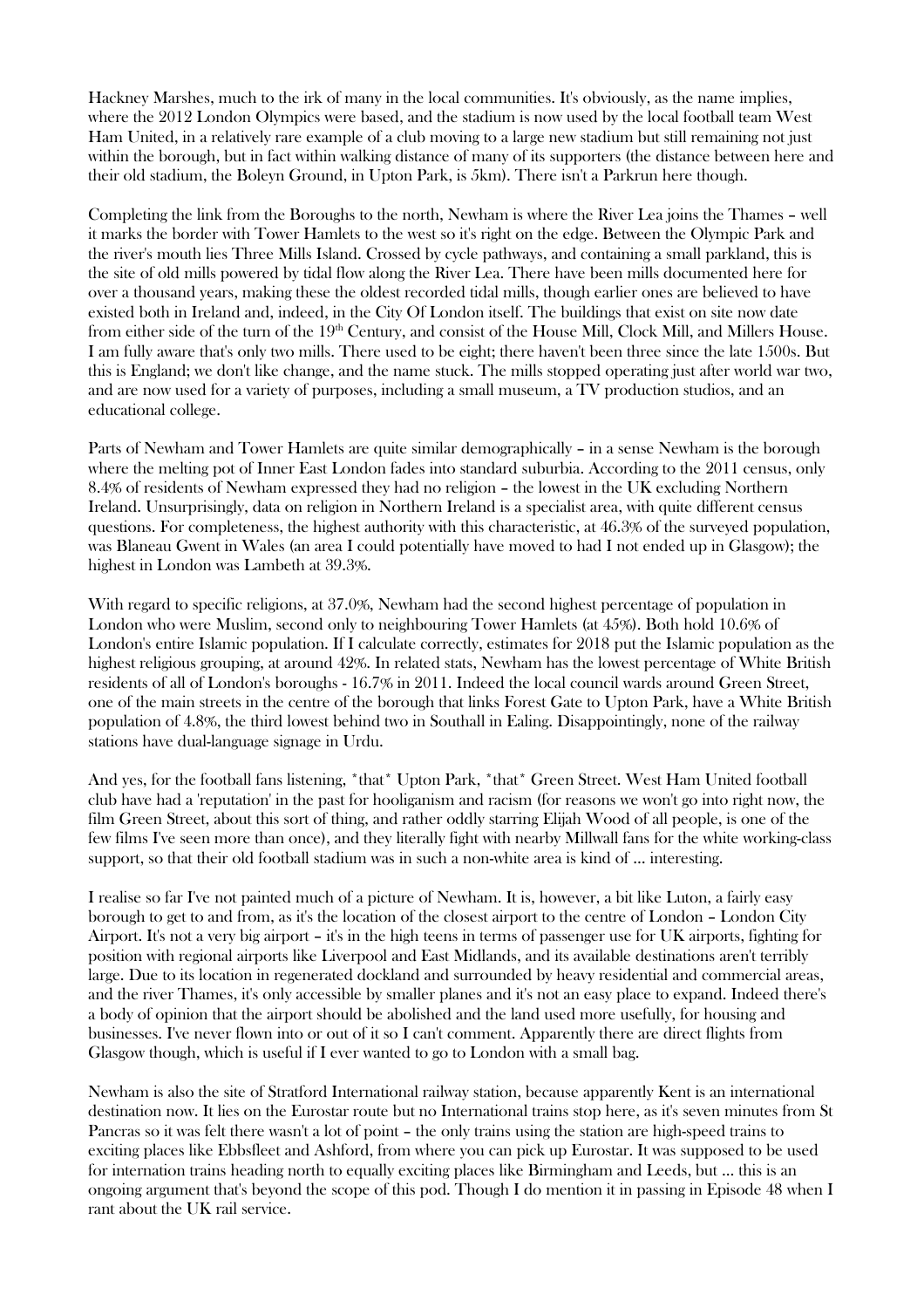Hackney Marshes, much to the irk of many in the local communities. It's obviously, as the name implies, where the 2012 London Olympics were based, and the stadium is now used by the local football team West Ham United, in a relatively rare example of a club moving to a large new stadium but still remaining not just within the borough, but in fact within walking distance of many of its supporters (the distance between here and their old stadium, the Boleyn Ground, in Upton Park, is 5km). There isn't a Parkrun here though.

Completing the link from the Boroughs to the north, Newham is where the River Lea joins the Thames – well it marks the border with Tower Hamlets to the west so it's right on the edge. Between the Olympic Park and the river's mouth lies Three Mills Island. Crossed by cycle pathways, and containing a small parkland, this is the site of old mills powered by tidal flow along the River Lea. There have been mills documented here for over a thousand years, making these the oldest recorded tidal mills, though earlier ones are believed to have existed both in Ireland and, indeed, in the City Of London itself. The buildings that exist on site now date from either side of the turn of the 19th Century, and consist of the House Mill, Clock Mill, and Millers House. I am fully aware that's only two mills. There used to be eight; there haven't been three since the late 1500s. But this is England; we don't like change, and the name stuck. The mills stopped operating just after world war two, and are now used for a variety of purposes, including a small museum, a TV production studios, and an educational college.

Parts of Newham and Tower Hamlets are quite similar demographically – in a sense Newham is the borough where the melting pot of Inner East London fades into standard suburbia. According to the 2011 census, only 8.4% of residents of Newham expressed they had no religion – the lowest in the UK excluding Northern Ireland. Unsurprisingly, data on religion in Northern Ireland is a specialist area, with quite different census questions. For completeness, the highest authority with this characteristic, at 46.3% of the surveyed population, was Blaneau Gwent in Wales (an area I could potentially have moved to had I not ended up in Glasgow); the highest in London was Lambeth at 39.3%.

With regard to specific religions, at 37.0%, Newham had the second highest percentage of population in London who were Muslim, second only to neighbouring Tower Hamlets (at 45%). Both hold 10.6% of London's entire Islamic population. If I calculate correctly, estimates for 2018 put the Islamic population as the highest religious grouping, at around 42%. In related stats, Newham has the lowest percentage of White British residents of all of London's boroughs - 16.7% in 2011. Indeed the local council wards around Green Street, one of the main streets in the centre of the borough that links Forest Gate to Upton Park, have a White British population of 4.8%, the third lowest behind two in Southall in Ealing. Disappointingly, none of the railway stations have dual-language signage in Urdu.

And yes, for the football fans listening, *that* Upton Park, *that* Green Street. West Ham United football club have had a 'reputation' in the past for hooliganism and racism (for reasons we won't go into right now, the film Green Street, about this sort of thing, and rather oddly starring Elijah Wood of all people, is one of the few films I've seen more than once), and they literally fight with nearby Millwall fans for the white working-class support, so that their old football stadium was in such a non-white area is kind of ... interesting.

I realise so far I've not painted much of a picture of Newham. It is, however, a bit like Luton, a fairly easy borough to get to and from, as it's the location of the closest airport to the centre of London – London City Airport. It's not a very big airport – it's in the high teens in terms of passenger use for UK airports, fighting for position with regional airports like Liverpool and East Midlands, and its available destinations aren't terribly large. Due to its location in regenerated dockland and surrounded by heavy residential and commercial areas, and the river Thames, it's only accessible by smaller planes and it's not an easy place to expand. Indeed there's a body of opinion that the airport should be abolished and the land used more usefully, for housing and businesses. I've never flown into or out of it so I can't comment. Apparently there are direct flights from Glasgow though, which is useful if I ever wanted to go to London with a small bag.

Newham is also the site of Stratford International railway station, because apparently Kent is an international destination now. It lies on the Eurostar route but no International trains stop here, as it's seven minutes from St Pancras so it was felt there wasn't a lot of point – the only trains using the station are high-speed trains to exciting places like Ebbsfleet and Ashford, from where you can pick up Eurostar. It was supposed to be used for internation trains heading north to equally exciting places like Birmingham and Leeds, but ... this is an ongoing argument that's beyond the scope of this pod. Though I do mention it in passing in Episode 48 when I rant about the UK rail service.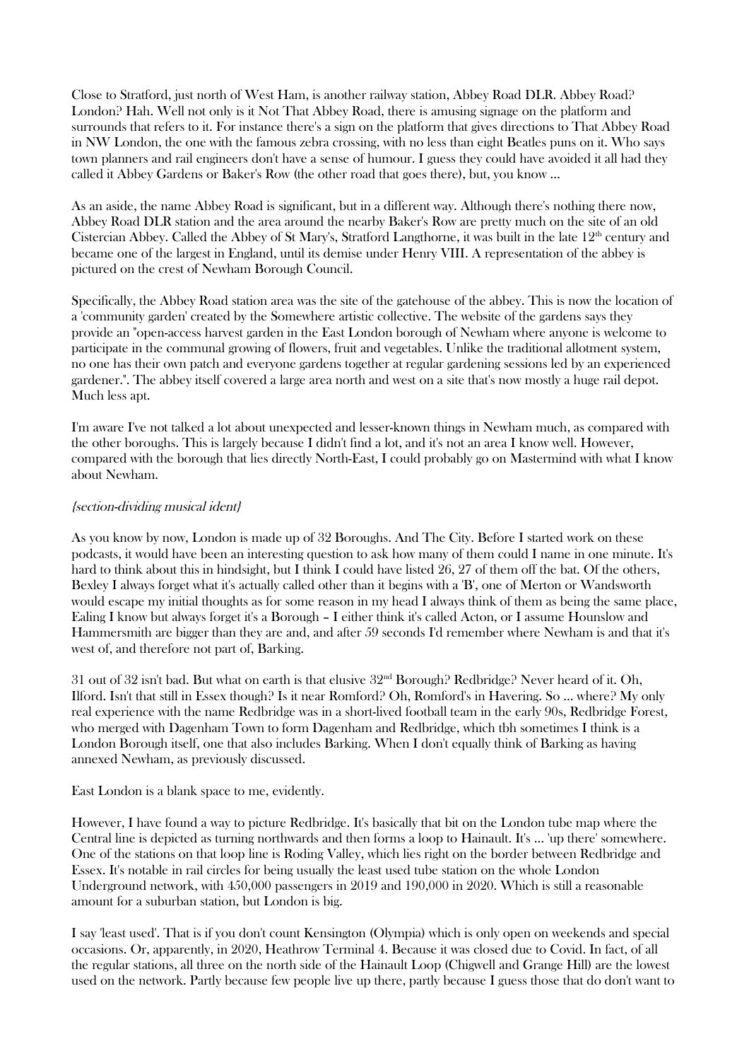Close to Stratford, just north of West Ham, is another railway station, Abbey Road DLR. Abbey Road? London? Hah. Well not only is it Not That Abbey Road, there is amusing signage on the platform and surrounds that refers to it. For instance there's a sign on the platform that gives directions to That Abbey Road in NW London, the one with the famous zebra crossing, with no less than eight Beatles puns on it. Who says town planners and rail engineers don't have a sense of humour. I guess they could have avoided it all had they called it Abbey Gardens or Baker's Row (the other road that goes there), but, you know ...

As an aside, the name Abbey Road is significant, but in a different way. Although there's nothing there now, Abbey Road DLR station and the area around the nearby Baker's Row are pretty much on the site of an old Cistercian Abbey. Called the Abbey of St Mary's, Stratford Langthorne, it was built in the late 12th century and became one of the largest in England, until its demise under Henry VIII. A representation of the abbey is pictured on the crest of Newham Borough Council.

Specifically, the Abbey Road station area was the site of the gatehouse of the abbey. This is now the location of a 'community garden' created by the Somewhere artistic collective. The website of the gardens says they provide an "open-access harvest garden in the East London borough of Newham where anyone is welcome to participate in the communal growing of flowers, fruit and vegetables. Unlike the traditional allotment system, no one has their own patch and everyone gardens together at regular gardening sessions led by an experienced gardener.". The abbey itself covered a large area north and west on a site that's now mostly a huge rail depot. Much less apt.

I'm aware I've not talked a lot about unexpected and lesser-known things in Newham much, as compared with the other boroughs. This is largely because I didn't find a lot, and it's not an area I know well. However, compared with the borough that lies directly North-East, I could probably go on Mastermind with what I know about Newham.

*{section-dividing musical ident}*

As you know by now, London is made up of 32 Boroughs. And The City. Before I started work on these podcasts, it would have been an interesting question to ask how many of them could I name in one minute. It's hard to think about this in hindsight, but I think I could have listed 26, 27 of them off the bat. Of the others, Bexley I always forget what it's actually called other than it begins with a 'B', one of Merton or Wandsworth would escape my initial thoughts as for some reason in my head I always think of them as being the same place, Ealing I know but always forget it's a Borough – I either think it's called Acton, or I assume Hounslow and Hammersmith are bigger than they are and, and after 59 seconds I'd remember where Newham is and that it's west of, and therefore not part of, Barking.

31 out of 32 isn't bad. But what on earth is that elusive 32nd Borough? Redbridge? Never heard of it. Oh, Ilford. Isn't that still in Essex though? Is it near Romford? Oh, Romford's in Havering. So ... where? My only real experience with the name Redbridge was in a short-lived football team in the early 90s, Redbridge Forest, who merged with Dagenham Town to form Dagenham and Redbridge, which tbh sometimes I think is a London Borough itself, one that also includes Barking. When I don't equally think of Barking as having annexed Newham, as previously discussed.

East London is a blank space to me, evidently.

However, I have found a way to picture Redbridge. It's basically that bit on the London tube map where the Central line is depicted as turning northwards and then forms a loop to Hainault. It's ... 'up there' somewhere. One of the stations on that loop line is Roding Valley, which lies right on the border between Redbridge and Essex. It's notable in rail circles for being usually the least used tube station on the whole London Underground network, with 450,000 passengers in 2019 and 190,000 in 2020. Which is still a reasonable amount for a suburban station, but London is big.

I say 'least used'. That is if you don't count Kensington (Olympia) which is only open on weekends and special occasions. Or, apparently, in 2020, Heathrow Terminal 4. Because it was closed due to Covid. In fact, of all the regular stations, all three on the north side of the Hainault Loop (Chigwell and Grange Hill) are the lowest used on the network. Partly because few people live up there, partly because I guess those that do don't want to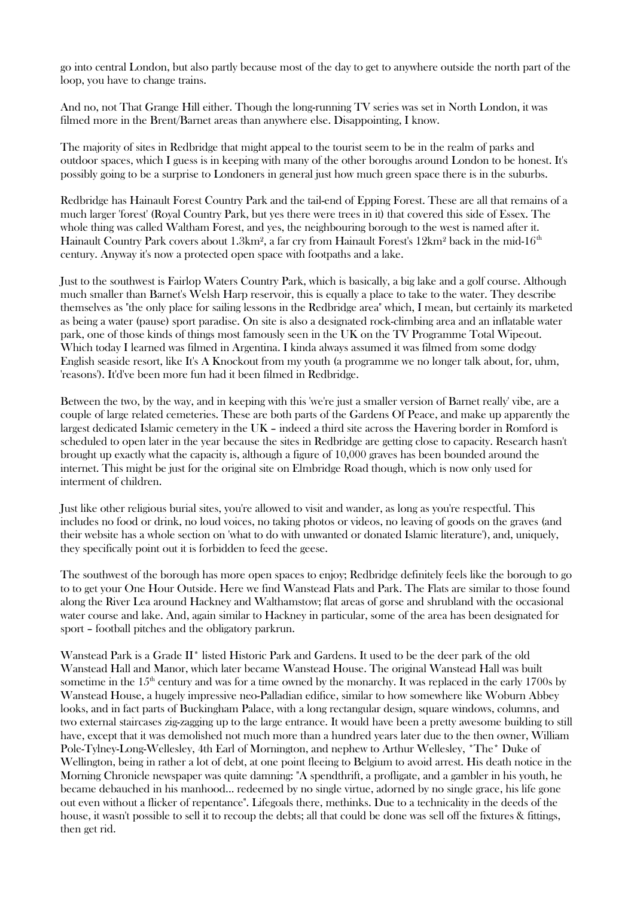go into central London, but also partly because most of the day to get to anywhere outside the north part of the loop, you have to change trains.

And no, not That Grange Hill either. Though the long-running TV series was set in North London, it was filmed more in the Brent/Barnet areas than anywhere else. Disappointing, I know.

The majority of sites in Redbridge that might appeal to the tourist seem to be in the realm of parks and outdoor spaces, which I guess is in keeping with many of the other boroughs around London to be honest. It's possibly going to be a surprise to Londoners in general just how much green space there is in the suburbs.

Redbridge has Hainault Forest Country Park and the tail-end of Epping Forest. These are all that remains of a much larger 'forest' (Royal Country Park, but yes there were trees in it) that covered this side of Essex. The whole thing was called Waltham Forest, and yes, the neighbouring borough to the west is named after it. Hainault Country Park covers about $1.3km^2$, a far cry from Hainault Forest's $12km^2$ back in the mid-16th century. Anyway it's now a protected open space with footpaths and a lake.

Just to the southwest is Fairlop Waters Country Park, which is basically, a big lake and a golf course. Although much smaller than Barnet's Welsh Harp reservoir, this is equally a place to take to the water. They describe themselves as "the only place for sailing lessons in the Redbridge area" which, I mean, but certainly its marketed as being a water (pause) sport paradise. On site is also a designated rock-climbing area and an inflatable water park, one of those kinds of things most famously seen in the UK on the TV Programme Total Wipeout. Which today I learned was filmed in Argentina. I kinda always assumed it was filmed from some dodgy English seaside resort, like It's A Knockout from my youth (a programme we no longer talk about, for, uhm, 'reasons'). It'd've been more fun had it been filmed in Redbridge.

Between the two, by the way, and in keeping with this 'we're just a smaller version of Barnet really' vibe, are a couple of large related cemeteries. These are both parts of the Gardens Of Peace, and make up apparently the largest dedicated Islamic cemetery in the UK – indeed a third site across the Havering border in Romford is scheduled to open later in the year because the sites in Redbridge are getting close to capacity. Research hasn't brought up exactly what the capacity is, although a figure of 10,000 graves has been bounded around the internet. This might be just for the original site on Elmbridge Road though, which is now only used for interment of children.

Just like other religious burial sites, you're allowed to visit and wander, as long as you're respectful. This includes no food or drink, no loud voices, no taking photos or videos, no leaving of goods on the graves (and their website has a whole section on 'what to do with unwanted or donated Islamic literature'), and, uniquely, they specifically point out it is forbidden to feed the geese.

The southwest of the borough has more open spaces to enjoy; Redbridge definitely feels like the borough to go to to get your One Hour Outside. Here we find Wanstead Flats and Park. The Flats are similar to those found along the River Lea around Hackney and Walthamstow; flat areas of gorse and shrubland with the occasional water course and lake. And, again similar to Hackney in particular, some of the area has been designated for sport – football pitches and the obligatory parkrun.

Wanstead Park is a Grade II* listed Historic Park and Gardens. It used to be the deer park of the old Wanstead Hall and Manor, which later became Wanstead House. The original Wanstead Hall was built sometime in the 15th century and was for a time owned by the monarchy. It was replaced in the early 1700s by Wanstead House, a hugely impressive neo-Palladian edifice, similar to how somewhere like Woburn Abbey looks, and in fact parts of Buckingham Palace, with a long rectangular design, square windows, columns, and two external staircases zig-zagging up to the large entrance. It would have been a pretty awesome building to still have, except that it was demolished not much more than a hundred years later due to the then owner, William Pole-Tylney-Long-Wellesley, 4th Earl of Mornington, and nephew to Arthur Wellesley, *The* Duke of Wellington, being in rather a lot of debt, at one point fleeing to Belgium to avoid arrest. His death notice in the Morning Chronicle newspaper was quite damning: "A spendthrift, a profligate, and a gambler in his youth, he became debauched in his manhood... redeemed by no single virtue, adorned by no single grace, his life gone out even without a flicker of repentance". Lifegoals there, methinks. Due to a technicality in the deeds of the house, it wasn't possible to sell it to recoup the debts; all that could be done was sell off the fixtures & fittings, then get rid.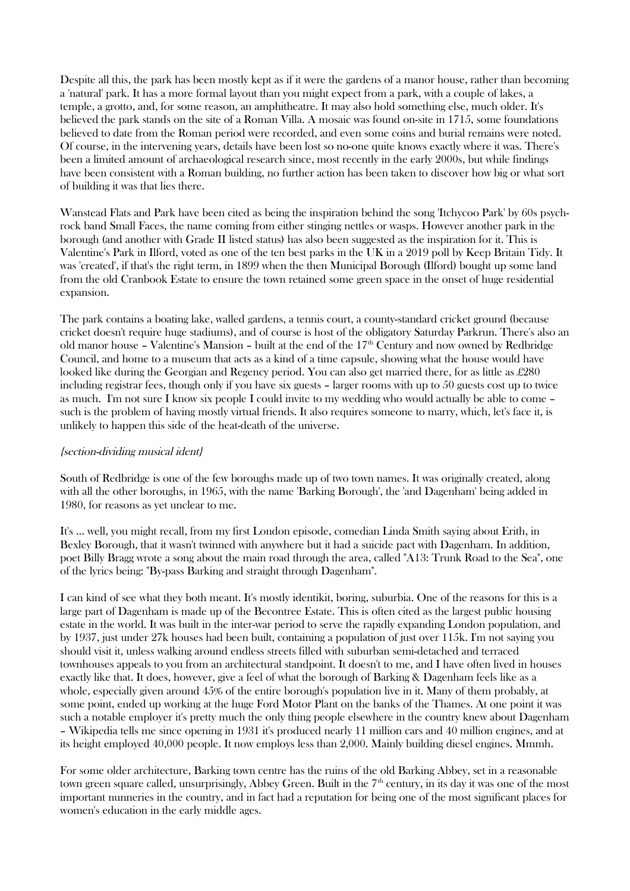Despite all this, the park has been mostly kept as if it were the gardens of a manor house, rather than becoming a 'natural' park. It has a more formal layout than you might expect from a park, with a couple of lakes, a temple, a grotto, and, for some reason, an amphitheatre. It may also hold something else, much older. It's believed the park stands on the site of a Roman Villa. A mosaic was found on-site in 1715, some foundations believed to date from the Roman period were recorded, and even some coins and burial remains were noted. Of course, in the intervening years, details have been lost so no-one quite knows exactly where it was. There's been a limited amount of archaeological research since, most recently in the early 2000s, but while findings have been consistent with a Roman building, no further action has been taken to discover how big or what sort of building it was that lies there.

Wanstead Flats and Park have been cited as being the inspiration behind the song 'Itchycoo Park' by 60s psych-rock band Small Faces, the name coming from either stinging nettles or wasps. However another park in the borough (and another with Grade II listed status) has also been suggested as the inspiration for it. This is Valentine's Park in Ilford, voted as one of the ten best parks in the UK in a 2019 poll by Keep Britain Tidy. It was 'created', if that's the right term, in 1899 when the then Municipal Borough (Ilford) bought up some land from the old Cranbook Estate to ensure the town retained some green space in the onset of huge residential expansion.

The park contains a boating lake, walled gardens, a tennis court, a county-standard cricket ground (because cricket doesn't require huge stadiums), and of course is host of the obligatory Saturday Parkrun. There's also an old manor house – Valentine's Mansion – built at the end of the 17th Century and now owned by Redbridge Council, and home to a museum that acts as a kind of a time capsule, showing what the house would have looked like during the Georgian and Regency period. You can also get married there, for as little as £280 including registrar fees, though only if you have six guests – larger rooms with up to 50 guests cost up to twice as much. I'm not sure I know six people I could invite to my wedding who would actually be able to come – such is the problem of having mostly virtual friends. It also requires someone to marry, which, let's face it, is unlikely to happen this side of the heat-death of the universe.

*{section-dividing musical ident}*

South of Redbridge is one of the few boroughs made up of two town names. It was originally created, along with all the other boroughs, in 1965, with the name 'Barking Borough', the 'and Dagenham' being added in 1980, for reasons as yet unclear to me.

It's ... well, you might recall, from my first London episode, comedian Linda Smith saying about Erith, in Bexley Borough, that it wasn't twinned with anywhere but it had a suicide pact with Dagenham. In addition, poet Billy Bragg wrote a song about the main road through the area, called "A13: Trunk Road to the Sea", one of the lyrics being: "By-pass Barking and straight through Dagenham".

I can kind of see what they both meant. It's mostly identikit, boring, suburbia. One of the reasons for this is a large part of Dagenham is made up of the Becontree Estate. This is often cited as the largest public housing estate in the world. It was built in the inter-war period to serve the rapidly expanding London population, and by 1937, just under 27k houses had been built, containing a population of just over 115k. I'm not saying you should visit it, unless walking around endless streets filled with suburban semi-detached and terraced townhouses appeals to you from an architectural standpoint. It doesn't to me, and I have often lived in houses exactly like that. It does, however, give a feel of what the borough of Barking & Dagenham feels like as a whole, especially given around 45% of the entire borough's population live in it. Many of them probably, at some point, ended up working at the huge Ford Motor Plant on the banks of the Thames. At one point it was such a notable employer it's pretty much the only thing people elsewhere in the country knew about Dagenham – Wikipedia tells me since opening in 1931 it's produced nearly 11 million cars and 40 million engines, and at its height employed 40,000 people. It now employs less than 2,000. Mainly building diesel engines. Mmmh.

For some older architecture, Barking town centre has the ruins of the old Barking Abbey, set in a reasonable town green square called, unsurprisingly, Abbey Green. Built in the 7th century, in its day it was one of the most important nunneries in the country, and in fact had a reputation for being one of the most significant places for women's education in the early middle ages.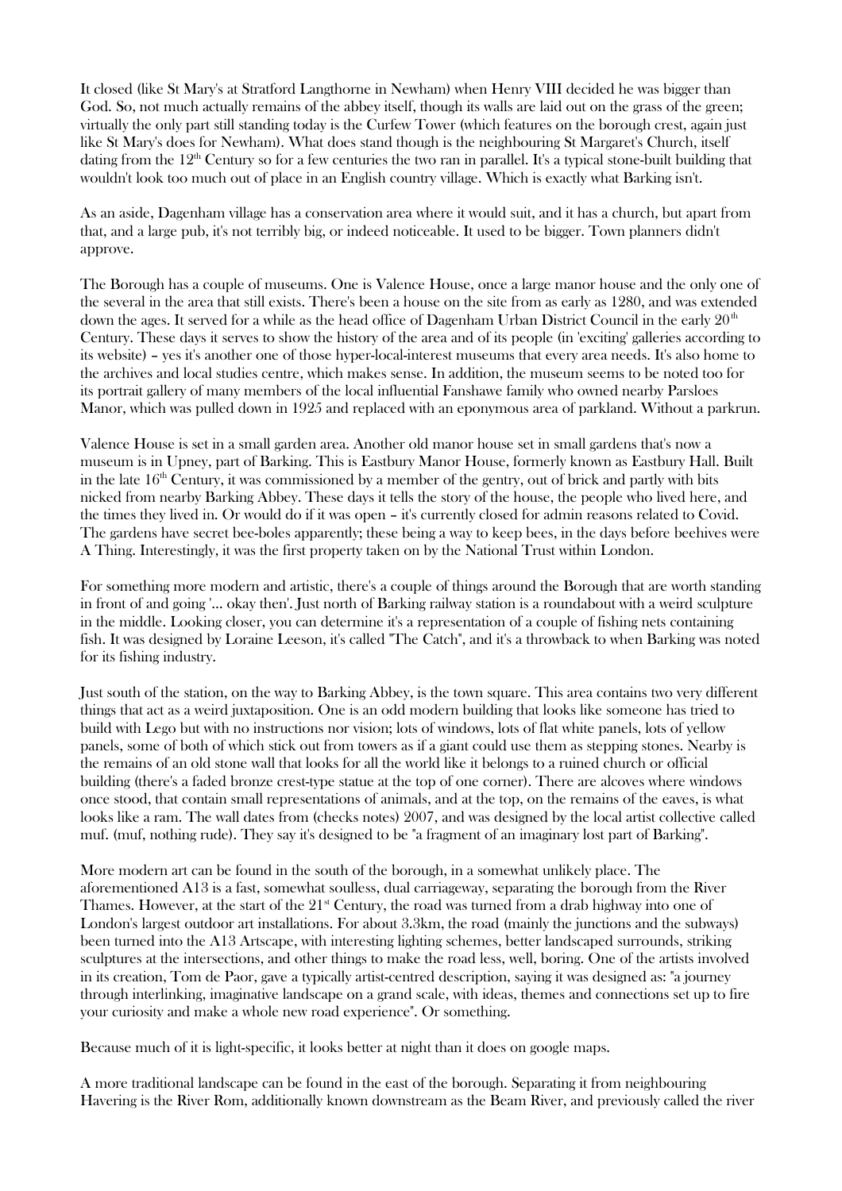It closed (like St Mary's at Stratford Langthorne in Newham) when Henry VIII decided he was bigger than God. So, not much actually remains of the abbey itself, though its walls are laid out on the grass of the green; virtually the only part still standing today is the Curfew Tower (which features on the borough crest, again just like St Mary's does for Newham). What does stand though is the neighbouring St Margaret's Church, itself dating from the 12th Century so for a few centuries the two ran in parallel. It's a typical stone-built building that wouldn't look too much out of place in an English country village. Which is exactly what Barking isn't.

As an aside, Dagenham village has a conservation area where it would suit, and it has a church, but apart from that, and a large pub, it's not terribly big, or indeed noticeable. It used to be bigger. Town planners didn't approve.

The Borough has a couple of museums. One is Valence House, once a large manor house and the only one of the several in the area that still exists. There's been a house on the site from as early as 1280, and was extended down the ages. It served for a while as the head office of Dagenham Urban District Council in the early 20th Century. These days it serves to show the history of the area and of its people (in 'exciting' galleries according to its website) – yes it's another one of those hyper-local-interest museums that every area needs. It's also home to the archives and local studies centre, which makes sense. In addition, the museum seems to be noted too for its portrait gallery of many members of the local influential Fanshawe family who owned nearby Parsloes Manor, which was pulled down in 1925 and replaced with an eponymous area of parkland. Without a parkrun.

Valence House is set in a small garden area. Another old manor house set in small gardens that's now a museum is in Upney, part of Barking. This is Eastbury Manor House, formerly known as Eastbury Hall. Built in the late 16th Century, it was commissioned by a member of the gentry, out of brick and partly with bits nicked from nearby Barking Abbey. These days it tells the story of the house, the people who lived here, and the times they lived in. Or would do if it was open – it's currently closed for admin reasons related to Covid. The gardens have secret bee-boles apparently; these being a way to keep bees, in the days before beehives were A Thing. Interestingly, it was the first property taken on by the National Trust within London.

For something more modern and artistic, there's a couple of things around the Borough that are worth standing in front of and going '... okay then'. Just north of Barking railway station is a roundabout with a weird sculpture in the middle. Looking closer, you can determine it's a representation of a couple of fishing nets containing fish. It was designed by Loraine Leeson, it's called "The Catch", and it's a throwback to when Barking was noted for its fishing industry.

Just south of the station, on the way to Barking Abbey, is the town square. This area contains two very different things that act as a weird juxtaposition. One is an odd modern building that looks like someone has tried to build with Lego but with no instructions nor vision; lots of windows, lots of flat white panels, lots of yellow panels, some of both of which stick out from towers as if a giant could use them as stepping stones. Nearby is the remains of an old stone wall that looks for all the world like it belongs to a ruined church or official building (there's a faded bronze crest-type statue at the top of one corner). There are alcoves where windows once stood, that contain small representations of animals, and at the top, on the remains of the eaves, is what looks like a ram. The wall dates from (checks notes) 2007, and was designed by the local artist collective called muf. (muf, nothing rude). They say it's designed to be "a fragment of an imaginary lost part of Barking".

More modern art can be found in the south of the borough, in a somewhat unlikely place. The aforementioned A13 is a fast, somewhat soulless, dual carriageway, separating the borough from the River Thames. However, at the start of the 21st Century, the road was turned from a drab highway into one of London's largest outdoor art installations. For about 3.3km, the road (mainly the junctions and the subways) been turned into the A13 Artscape, with interesting lighting schemes, better landscaped surrounds, striking sculptures at the intersections, and other things to make the road less, well, boring. One of the artists involved in its creation, Tom de Paor, gave a typically artist-centred description, saying it was designed as: "a journey through interlinking, imaginative landscape on a grand scale, with ideas, themes and connections set up to fire your curiosity and make a whole new road experience". Or something.

Because much of it is light-specific, it looks better at night than it does on google maps.

A more traditional landscape can be found in the east of the borough. Separating it from neighbouring Havering is the River Rom, additionally known downstream as the Beam River, and previously called the river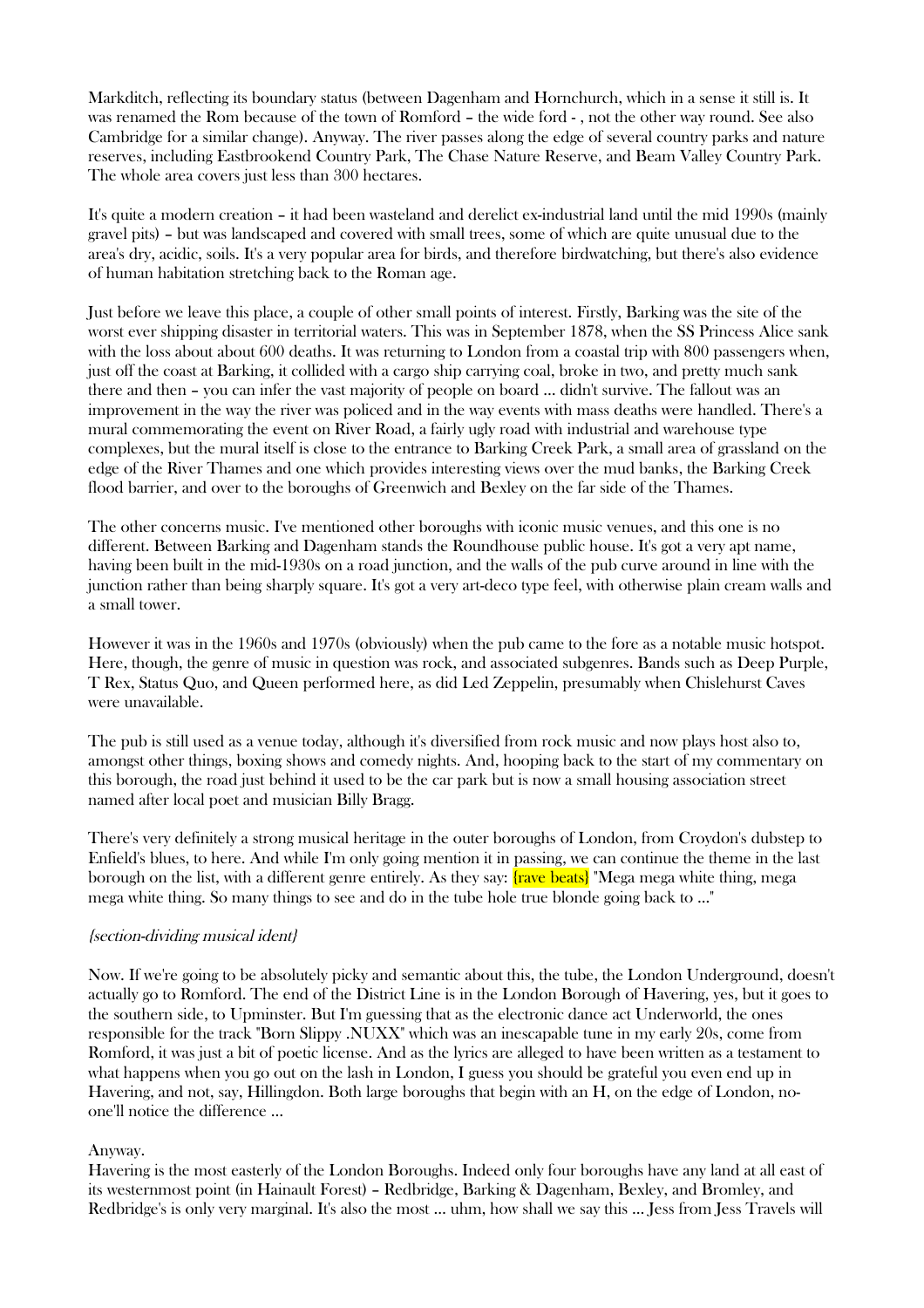Markditch, reflecting its boundary status (between Dagenham and Hornchurch, which in a sense it still is. It was renamed the Rom because of the town of Romford – the wide ford - , not the other way round. See also Cambridge for a similar change). Anyway. The river passes along the edge of several country parks and nature reserves, including Eastbrookend Country Park, The Chase Nature Reserve, and Beam Valley Country Park. The whole area covers just less than 300 hectares.

It's quite a modern creation – it had been wasteland and derelict ex-industrial land until the mid 1990s (mainly gravel pits) – but was landscaped and covered with small trees, some of which are quite unusual due to the area's dry, acidic, soils. It's a very popular area for birds, and therefore birdwatching, but there's also evidence of human habitation stretching back to the Roman age.

Just before we leave this place, a couple of other small points of interest. Firstly, Barking was the site of the worst ever shipping disaster in territorial waters. This was in September 1878, when the SS Princess Alice sank with the loss about about 600 deaths. It was returning to London from a coastal trip with 800 passengers when, just off the coast at Barking, it collided with a cargo ship carrying coal, broke in two, and pretty much sank there and then – you can infer the vast majority of people on board ... didn't survive. The fallout was an improvement in the way the river was policed and in the way events with mass deaths were handled. There's a mural commemorating the event on River Road, a fairly ugly road with industrial and warehouse type complexes, but the mural itself is close to the entrance to Barking Creek Park, a small area of grassland on the edge of the River Thames and one which provides interesting views over the mud banks, the Barking Creek flood barrier, and over to the boroughs of Greenwich and Bexley on the far side of the Thames.

The other concerns music. I've mentioned other boroughs with iconic music venues, and this one is no different. Between Barking and Dagenham stands the Roundhouse public house. It's got a very apt name, having been built in the mid-1930s on a road junction, and the walls of the pub curve around in line with the junction rather than being sharply square. It's got a very art-deco type feel, with otherwise plain cream walls and a small tower.

However it was in the 1960s and 1970s (obviously) when the pub came to the fore as a notable music hotspot. Here, though, the genre of music in question was rock, and associated subgenres. Bands such as Deep Purple, T Rex, Status Quo, and Queen performed here, as did Led Zeppelin, presumably when Chislehurst Caves were unavailable.

The pub is still used as a venue today, although it's diversified from rock music and now plays host also to, amongst other things, boxing shows and comedy nights. And, hooping back to the start of my commentary on this borough, the road just behind it used to be the car park but is now a small housing association street named after local poet and musician Billy Bragg.

There's very definitely a strong musical heritage in the outer boroughs of London, from Croydon's dubstep to Enfield's blues, to here. And while I'm only going mention it in passing, we can continue the theme in the last borough on the list, with a different genre entirely. As they say: {rave beats} "Mega mega white thing, mega mega white thing. So many things to see and do in the tube hole true blonde going back to ..."

*{section-dividing musical ident}*

Now. If we're going to be absolutely picky and semantic about this, the tube, the London Underground, doesn't actually go to Romford. The end of the District Line is in the London Borough of Havering, yes, but it goes to the southern side, to Upminster. But I'm guessing that as the electronic dance act Underworld, the ones responsible for the track "Born Slippy .NUXX" which was an inescapable tune in my early 20s, come from Romford, it was just a bit of poetic license. And as the lyrics are alleged to have been written as a testament to what happens when you go out on the lash in London, I guess you should be grateful you even end up in Havering, and not, say, Hillingdon. Both large boroughs that begin with an H, on the edge of London, no-one'll notice the difference ...

Anyway.

Havering is the most easterly of the London Boroughs. Indeed only four boroughs have any land at all east of its westernmost point (in Hainault Forest) – Redbridge, Barking & Dagenham, Bexley, and Bromley, and Redbridge's is only very marginal. It's also the most ... uhm, how shall we say this ... Jess from Jess Travels will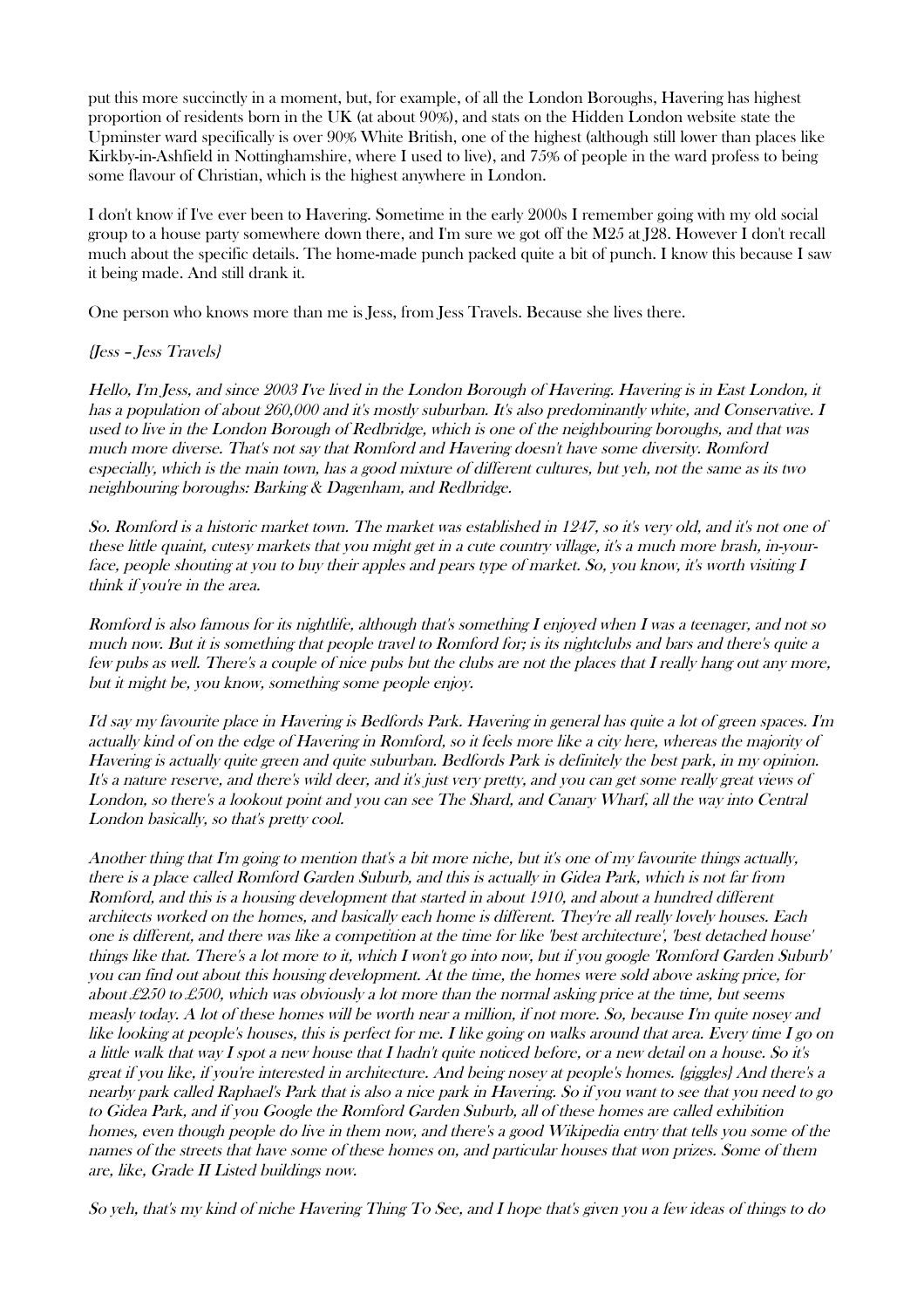put this more succinctly in a moment, but, for example, of all the London Boroughs, Havering has highest proportion of residents born in the UK (at about 90%), and stats on the Hidden London website state the Upminster ward specifically is over 90% White British, one of the highest (although still lower than places like Kirkby-in-Ashfield in Nottinghamshire, where I used to live), and 75% of people in the ward profess to being some flavour of Christian, which is the highest anywhere in London.

I don't know if I've ever been to Havering. Sometime in the early 2000s I remember going with my old social group to a house party somewhere down there, and I'm sure we got off the M25 at J28. However I don't recall much about the specific details. The home-made punch packed quite a bit of punch. I know this because I saw it being made. And still drank it.

One person who knows more than me is Jess, from Jess Travels. Because she lives there.

*{Jess – Jess Travels}*

*Hello, I'm Jess, and since 2003 I've lived in the London Borough of Havering. Havering is in East London, it has a population of about 260,000 and it's mostly suburban. It's also predominantly white, and Conservative. I used to live in the London Borough of Redbridge, which is one of the neighbouring boroughs, and that was much more diverse. That's not say that Romford and Havering doesn't have some diversity. Romford especially, which is the main town, has a good mixture of different cultures, but yeh, not the same as its two neighbouring boroughs: Barking & Dagenham, and Redbridge.*

*So. Romford is a historic market town. The market was established in 1247, so it's very old, and it's not one of these little quaint, cutesy markets that you might get in a cute country village, it's a much more brash, in-your-face, people shouting at you to buy their apples and pears type of market. So, you know, it's worth visiting I think if you're in the area.*

*Romford is also famous for its nightlife, although that's something I enjoyed when I was a teenager, and not so much now. But it is something that people travel to Romford for; is its nightclubs and bars and there's quite a few pubs as well. There's a couple of nice pubs but the clubs are not the places that I really hang out any more, but it might be, you know, something some people enjoy.*

*I'd say my favourite place in Havering is Bedfords Park. Havering in general has quite a lot of green spaces. I'm actually kind of on the edge of Havering in Romford, so it feels more like a city here, whereas the majority of Havering is actually quite green and quite suburban. Bedfords Park is definitely the best park, in my opinion. It's a nature reserve, and there's wild deer, and it's just very pretty, and you can get some really great views of London, so there's a lookout point and you can see The Shard, and Canary Wharf, all the way into Central London basically, so that's pretty cool.*

*Another thing that I'm going to mention that's a bit more niche, but it's one of my favourite things actually, there is a place called Romford Garden Suburb, and this is actually in Gidea Park, which is not far from Romford, and this is a housing development that started in about 1910, and about a hundred different architects worked on the homes, and basically each home is different. They're all really lovely houses. Each one is different, and there was like a competition at the time for like 'best architecture', 'best detached house' things like that. There's a lot more to it, which I won't go into now, but if you google 'Romford Garden Suburb' you can find out about this housing development. At the time, the homes were sold above asking price, for about £250 to £500, which was obviously a lot more than the normal asking price at the time, but seems measly today. A lot of these homes will be worth near a million, if not more. So, because I'm quite nosey and like looking at people's houses, this is perfect for me. I like going on walks around that area. Every time I go on a little walk that way I spot a new house that I hadn't quite noticed before, or a new detail on a house. So it's great if you like, if you're interested in architecture. And being nosey at people's homes. {giggles} And there's a nearby park called Raphael's Park that is also a nice park in Havering. So if you want to see that you need to go to Gidea Park, and if you Google the Romford Garden Suburb, all of these homes are called exhibition homes, even though people do live in them now, and there's a good Wikipedia entry that tells you some of the names of the streets that have some of these homes on, and particular houses that won prizes. Some of them are, like, Grade II Listed buildings now.*

*So yeh, that's my kind of niche Havering Thing To See, and I hope that's given you a few ideas of things to do*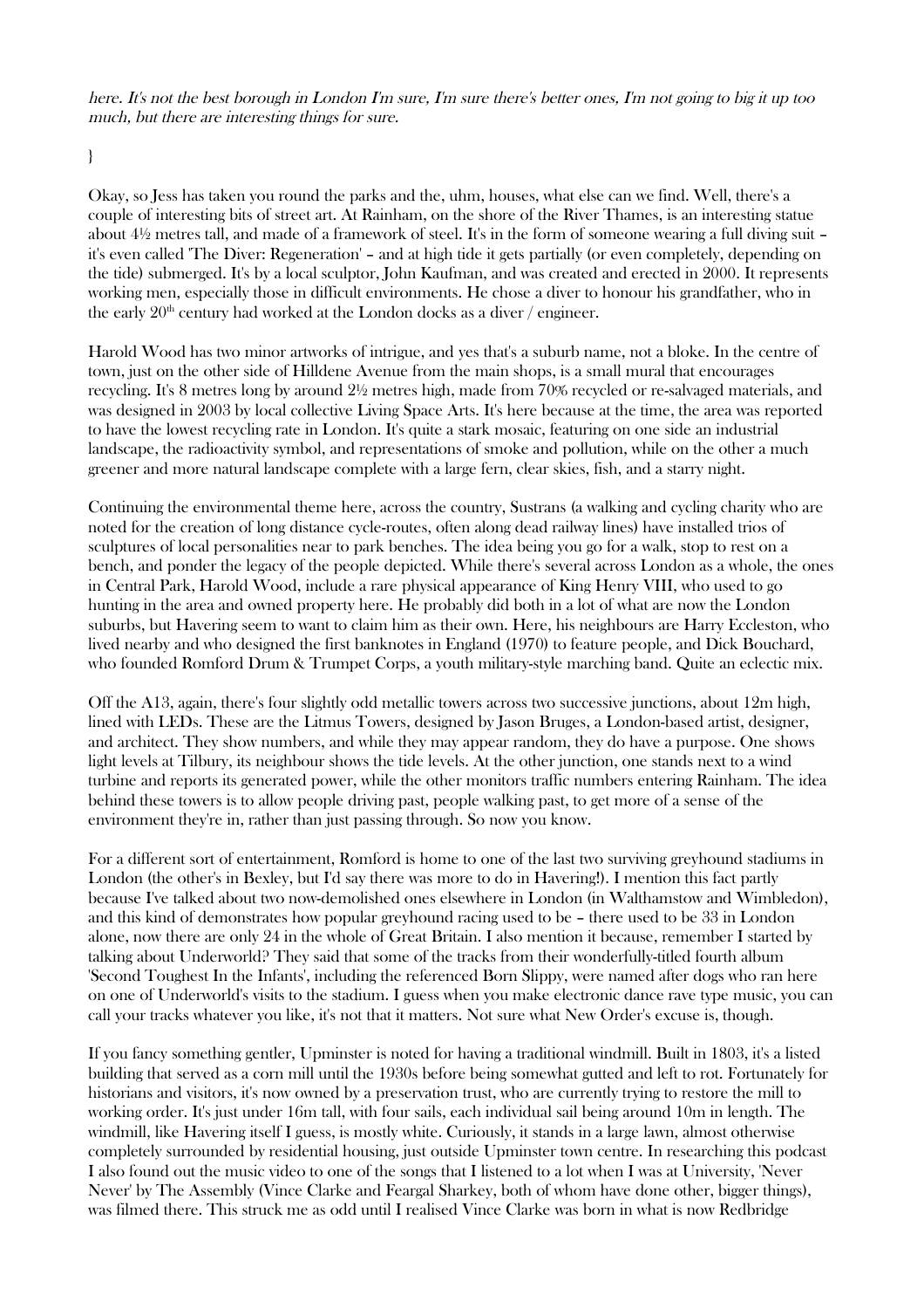*here. It's not the best borough in London I'm sure, I'm sure there's better ones, I'm not going to big it up too much, but there are interesting things for sure.*

}

Okay, so Jess has taken you round the parks and the, uhm, houses, what else can we find. Well, there's a couple of interesting bits of street art. At Rainham, on the shore of the River Thames, is an interesting statue about 4½ metres tall, and made of a framework of steel. It's in the form of someone wearing a full diving suit – it's even called 'The Diver: Regeneration' – and at high tide it gets partially (or even completely, depending on the tide) submerged. It's by a local sculptor, John Kaufman, and was created and erected in 2000. It represents working men, especially those in difficult environments. He chose a diver to honour his grandfather, who in the early 20th century had worked at the London docks as a diver / engineer.

Harold Wood has two minor artworks of intrigue, and yes that's a suburb name, not a bloke. In the centre of town, just on the other side of Hilldene Avenue from the main shops, is a small mural that encourages recycling. It's 8 metres long by around 2½ metres high, made from 70% recycled or re-salvaged materials, and was designed in 2003 by local collective Living Space Arts. It's here because at the time, the area was reported to have the lowest recycling rate in London. It's quite a stark mosaic, featuring on one side an industrial landscape, the radioactivity symbol, and representations of smoke and pollution, while on the other a much greener and more natural landscape complete with a large fern, clear skies, fish, and a starry night.

Continuing the environmental theme here, across the country, Sustrans (a walking and cycling charity who are noted for the creation of long distance cycle-routes, often along dead railway lines) have installed trios of sculptures of local personalities near to park benches. The idea being you go for a walk, stop to rest on a bench, and ponder the legacy of the people depicted. While there's several across London as a whole, the ones in Central Park, Harold Wood, include a rare physical appearance of King Henry VIII, who used to go hunting in the area and owned property here. He probably did both in a lot of what are now the London suburbs, but Havering seem to want to claim him as their own. Here, his neighbours are Harry Eccleston, who lived nearby and who designed the first banknotes in England (1970) to feature people, and Dick Bouchard, who founded Romford Drum & Trumpet Corps, a youth military-style marching band. Quite an eclectic mix.

Off the A13, again, there's four slightly odd metallic towers across two successive junctions, about 12m high, lined with LEDs. These are the Litmus Towers, designed by Jason Bruges, a London-based artist, designer, and architect. They show numbers, and while they may appear random, they do have a purpose. One shows light levels at Tilbury, its neighbour shows the tide levels. At the other junction, one stands next to a wind turbine and reports its generated power, while the other monitors traffic numbers entering Rainham. The idea behind these towers is to allow people driving past, people walking past, to get more of a sense of the environment they're in, rather than just passing through. So now you know.

For a different sort of entertainment, Romford is home to one of the last two surviving greyhound stadiums in London (the other's in Bexley, but I'd say there was more to do in Havering!). I mention this fact partly because I've talked about two now-demolished ones elsewhere in London (in Walthamstow and Wimbledon), and this kind of demonstrates how popular greyhound racing used to be – there used to be 33 in London alone, now there are only 24 in the whole of Great Britain. I also mention it because, remember I started by talking about Underworld? They said that some of the tracks from their wonderfully-titled fourth album 'Second Toughest In the Infants', including the referenced Born Slippy, were named after dogs who ran here on one of Underworld's visits to the stadium. I guess when you make electronic dance rave type music, you can call your tracks whatever you like, it's not that it matters. Not sure what New Order's excuse is, though.

If you fancy something gentler, Upminster is noted for having a traditional windmill. Built in 1803, it's a listed building that served as a corn mill until the 1930s before being somewhat gutted and left to rot. Fortunately for historians and visitors, it's now owned by a preservation trust, who are currently trying to restore the mill to working order. It's just under 16m tall, with four sails, each individual sail being around 10m in length. The windmill, like Havering itself I guess, is mostly white. Curiously, it stands in a large lawn, almost otherwise completely surrounded by residential housing, just outside Upminster town centre. In researching this podcast I also found out the music video to one of the songs that I listened to a lot when I was at University, 'Never Never' by The Assembly (Vince Clarke and Feargal Sharkey, both of whom have done other, bigger things), was filmed there. This struck me as odd until I realised Vince Clarke was born in what is now Redbridge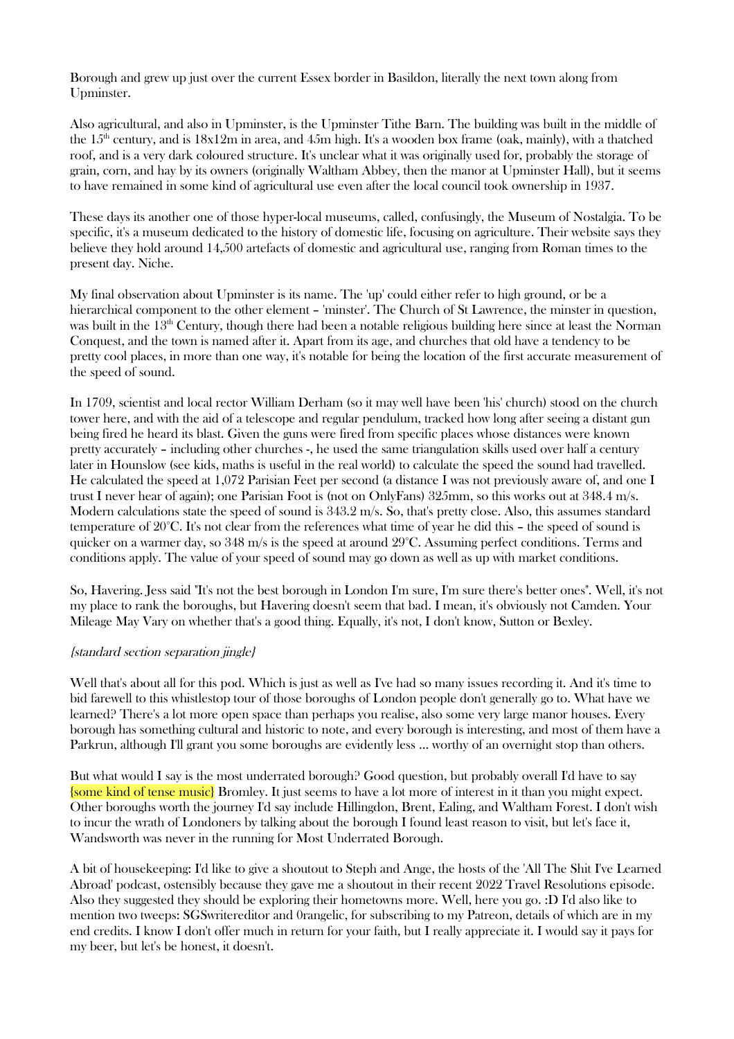Borough and grew up just over the current Essex border in Basildon, literally the next town along from Upminster.

Also agricultural, and also in Upminster, is the Upminster Tithe Barn. The building was built in the middle of the 15th century, and is 18x12m in area, and 45m high. It's a wooden box frame (oak, mainly), with a thatched roof, and is a very dark coloured structure. It's unclear what it was originally used for, probably the storage of grain, corn, and hay by its owners (originally Waltham Abbey, then the manor at Upminster Hall), but it seems to have remained in some kind of agricultural use even after the local council took ownership in 1937.

These days its another one of those hyper-local museums, called, confusingly, the Museum of Nostalgia. To be specific, it's a museum dedicated to the history of domestic life, focusing on agriculture. Their website says they believe they hold around 14,500 artefacts of domestic and agricultural use, ranging from Roman times to the present day. Niche.

My final observation about Upminster is its name. The 'up' could either refer to high ground, or be a hierarchical component to the other element – 'minster'. The Church of St Lawrence, the minster in question, was built in the 13th Century, though there had been a notable religious building here since at least the Norman Conquest, and the town is named after it. Apart from its age, and churches that old have a tendency to be pretty cool places, in more than one way, it's notable for being the location of the first accurate measurement of the speed of sound.

In 1709, scientist and local rector William Derham (so it may well have been 'his' church) stood on the church tower here, and with the aid of a telescope and regular pendulum, tracked how long after seeing a distant gun being fired he heard its blast. Given the guns were fired from specific places whose distances were known pretty accurately – including other churches -, he used the same triangulation skills used over half a century later in Hounslow (see kids, maths is useful in the real world) to calculate the speed the sound had travelled. He calculated the speed at 1,072 Parisian Feet per second (a distance I was not previously aware of, and one I trust I never hear of again); one Parisian Foot is (not on OnlyFans) 325mm, so this works out at 348.4 m/s. Modern calculations state the speed of sound is 343.2 m/s. So, that's pretty close. Also, this assumes standard temperature of 20°C. It's not clear from the references what time of year he did this – the speed of sound is quicker on a warmer day, so 348 m/s is the speed at around 29°C. Assuming perfect conditions. Terms and conditions apply. The value of your speed of sound may go down as well as up with market conditions.

So, Havering. Jess said "It's not the best borough in London I'm sure, I'm sure there's better ones". Well, it's not my place to rank the boroughs, but Havering doesn't seem that bad. I mean, it's obviously not Camden. Your Mileage May Vary on whether that's a good thing. Equally, it's not, I don't know, Sutton or Bexley.

*{standard section separation jingle}*

Well that's about all for this pod. Which is just as well as I've had so many issues recording it. And it's time to bid farewell to this whistlestop tour of those boroughs of London people don't generally go to. What have we learned? There's a lot more open space than perhaps you realise, also some very large manor houses. Every borough has something cultural and historic to note, and every borough is interesting, and most of them have a Parkrun, although I'll grant you some boroughs are evidently less ... worthy of an overnight stop than others.

But what would I say is the most underrated borough? Good question, but probably overall I'd have to say {some kind of tense music} Bromley. It just seems to have a lot more of interest in it than you might expect. Other boroughs worth the journey I'd say include Hillingdon, Brent, Ealing, and Waltham Forest. I don't wish to incur the wrath of Londoners by talking about the borough I found least reason to visit, but let's face it, Wandsworth was never in the running for Most Underrated Borough.

A bit of housekeeping: I'd like to give a shoutout to Steph and Ange, the hosts of the 'All The Shit I've Learned Abroad' podcast, ostensibly because they gave me a shoutout in their recent 2022 Travel Resolutions episode. Also they suggested they should be exploring their hometowns more. Well, here you go. :D I'd also like to mention two tweeps: SGSwritereditor and 0rangelic, for subscribing to my Patreon, details of which are in my end credits. I know I don't offer much in return for your faith, but I really appreciate it. I would say it pays for my beer, but let's be honest, it doesn't.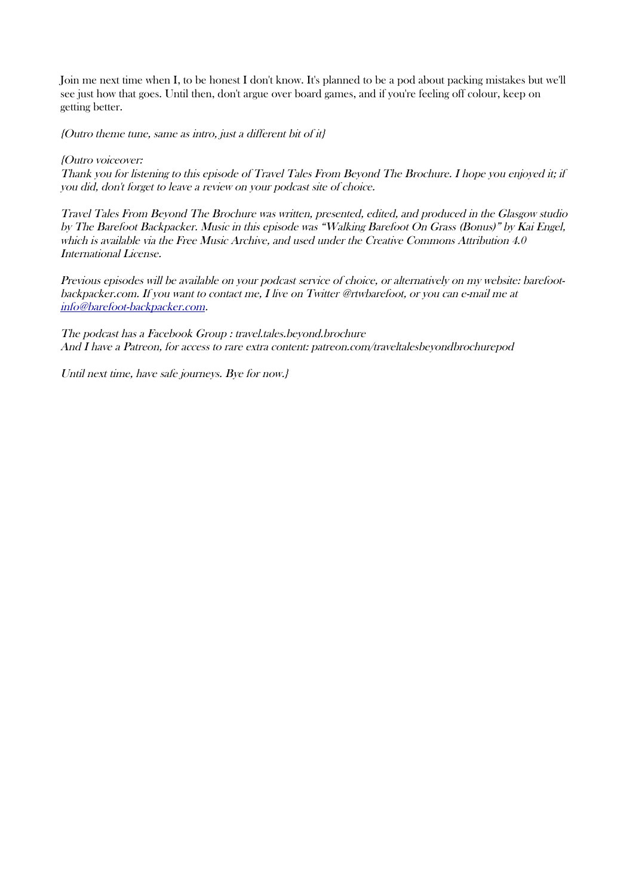Join me next time when I, to be honest I don't know. It's planned to be a pod about packing mistakes but we'll see just how that goes. Until then, don't argue over board games, and if you're feeling off colour, keep on getting better.

*{Outro theme tune, same as intro, just a different bit of it}*

*{Outro voiceover:*
*Thank you for listening to this episode of Travel Tales From Beyond The Brochure. I hope you enjoyed it; if you did, don't forget to leave a review on your podcast site of choice.*

*Travel Tales From Beyond The Brochure was written, presented, edited, and produced in the Glasgow studio by The Barefoot Backpacker. Music in this episode was "Walking Barefoot On Grass (Bonus)" by Kai Engel, which is available via the Free Music Archive, and used under the Creative Commons Attribution 4.0 International License.*

*Previous episodes will be available on your podcast service of choice, or alternatively on my website: barefoot-backpacker.com. If you want to contact me, I live on Twitter @rtwbarefoot, or you can e-mail me at [info@barefoot-backpacker.com](mailto:info@barefoot-backpacker.com).*

*The podcast has a Facebook Group : travel.tales.beyond.brochure*
*And I have a Patreon, for access to rare extra content: patreon.com/traveltalesbeyondbrochurepod*

*Until next time, have safe journeys. Bye for now.}*